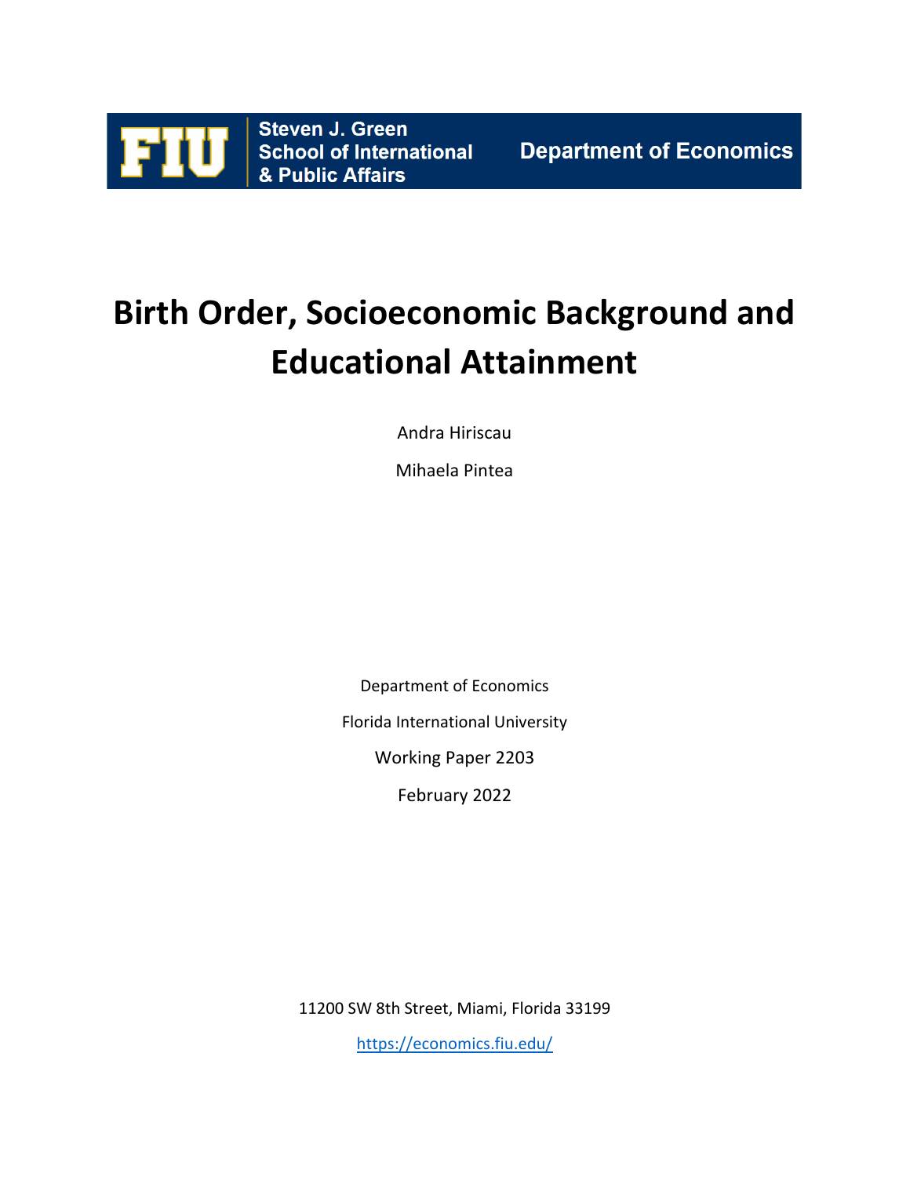Steven J. Green School of International & Public Affairs

Department of Economics

# Birth Order, Socioeconomic Background and Educational Attainment

Andra Hiriscau

Mihaela Pintea

Department of Economics

Florida International University

Working Paper 2203

February 2022

11200 SW 8th Street, Miami, Florida 33199

https://economics.fiu.edu/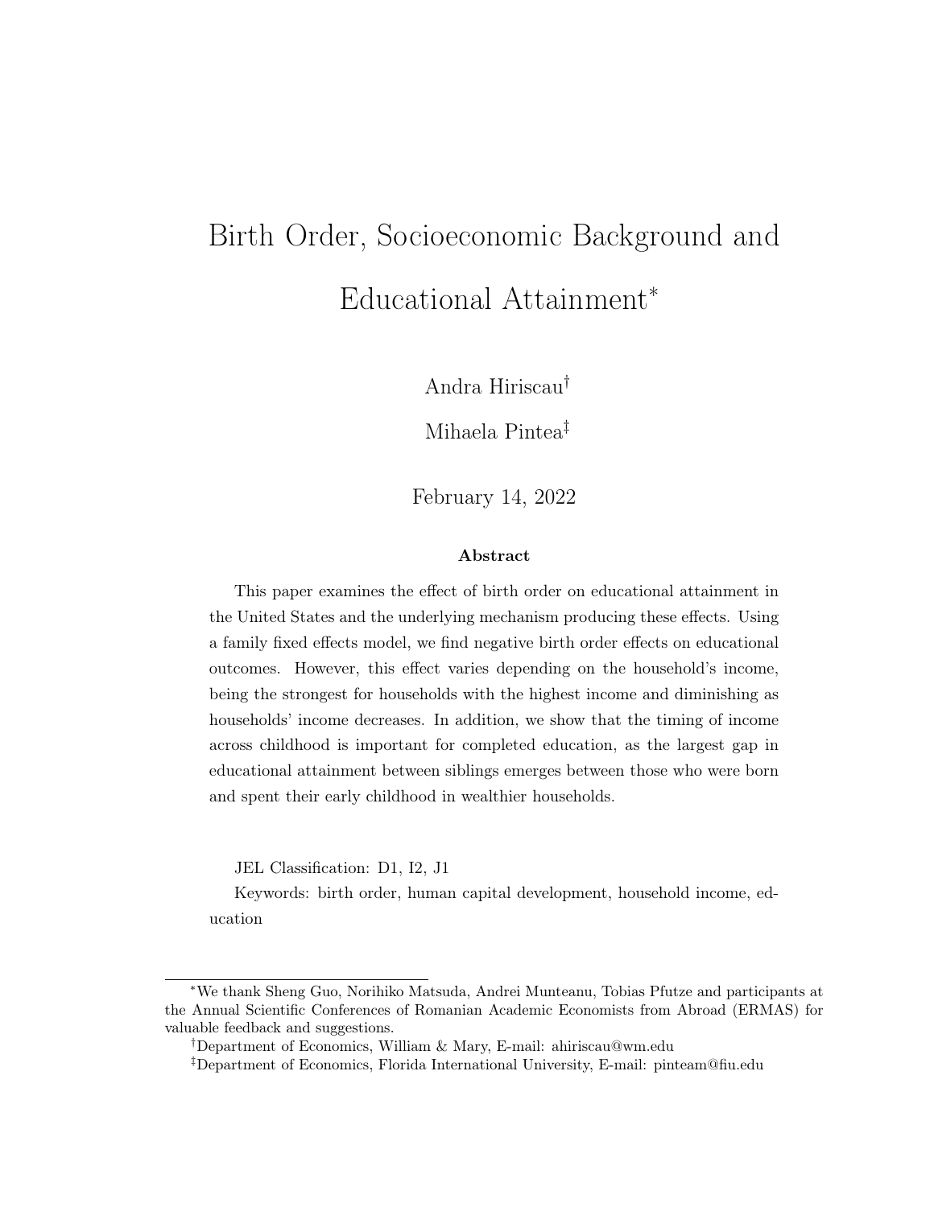# Birth Order, Socioeconomic Background and Educational Attainment*

Andra Hiriscau[†]

Mihaela Pintea[‡]

February 14, 2022

### Abstract

This paper examines the effect of birth order on educational attainment in the United States and the underlying mechanism producing these effects. Using a family fixed effects model, we find negative birth order effects on educational outcomes. However, this effect varies depending on the household's income, being the strongest for households with the highest income and diminishing as households' income decreases. In addition, we show that the timing of income across childhood is important for completed education, as the largest gap in educational attainment between siblings emerges between those who were born and spent their early childhood in wealthier households.

JEL Classification: D1, I2, J1

Keywords: birth order, human capital development, household income, education

---

*We thank Sheng Guo, Norihiko Matsuda, Andrei Munteanu, Tobias Pfutze and participants at the Annual Scientific Conferences of Romanian Academic Economists from Abroad (ERMAS) for valuable feedback and suggestions.

[†]Department of Economics, William & Mary, E-mail: ahiriscau@wm.edu

[‡]Department of Economics, Florida International University, E-mail: pinteam@fiu.edu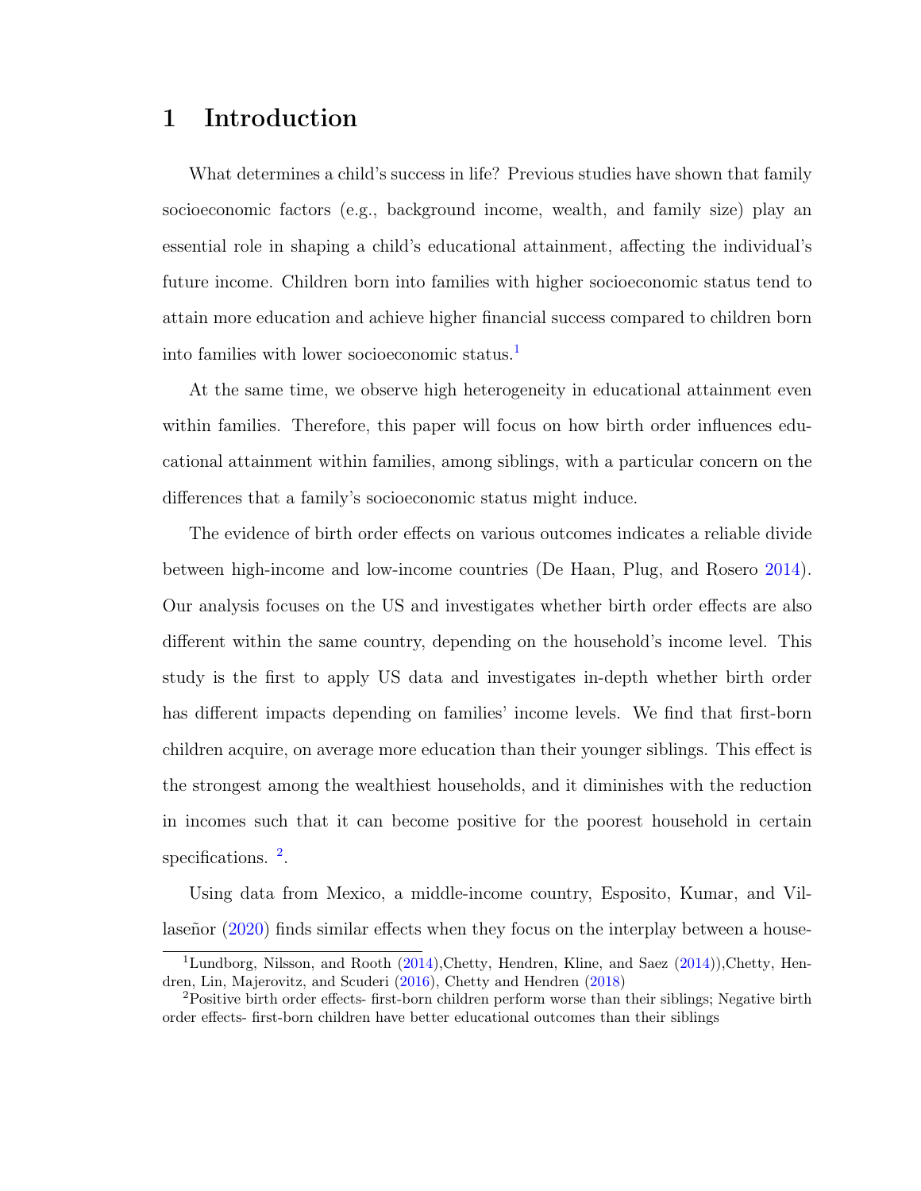# 1 Introduction

What determines a child's success in life? Previous studies have shown that family socioeconomic factors (e.g., background income, wealth, and family size) play an essential role in shaping a child's educational attainment, affecting the individual's future income. Children born into families with higher socioeconomic status tend to attain more education and achieve higher financial success compared to children born into families with lower socioeconomic status.[1]

At the same time, we observe high heterogeneity in educational attainment even within families. Therefore, this paper will focus on how birth order influences educational attainment within families, among siblings, with a particular concern on the differences that a family's socioeconomic status might induce.

The evidence of birth order effects on various outcomes indicates a reliable divide between high-income and low-income countries (De Haan, Plug, and Rosero 2014). Our analysis focuses on the US and investigates whether birth order effects are also different within the same country, depending on the household's income level. This study is the first to apply US data and investigates in-depth whether birth order has different impacts depending on families' income levels. We find that first-born children acquire, on average more education than their younger siblings. This effect is the strongest among the wealthiest households, and it diminishes with the reduction in incomes such that it can become positive for the poorest household in certain specifications. [2].

Using data from Mexico, a middle-income country, Esposito, Kumar, and Villaseñor (2020) finds similar effects when they focus on the interplay between a house-

---

[1] Lundborg, Nilsson, and Rooth (2014),Chetty, Hendren, Kline, and Saez (2014)),Chetty, Hendren, Lin, Majerovitz, and Scuderi (2016), Chetty and Hendren (2018)

[2] Positive birth order effects- first-born children perform worse than their siblings; Negative birth order effects- first-born children have better educational outcomes than their siblings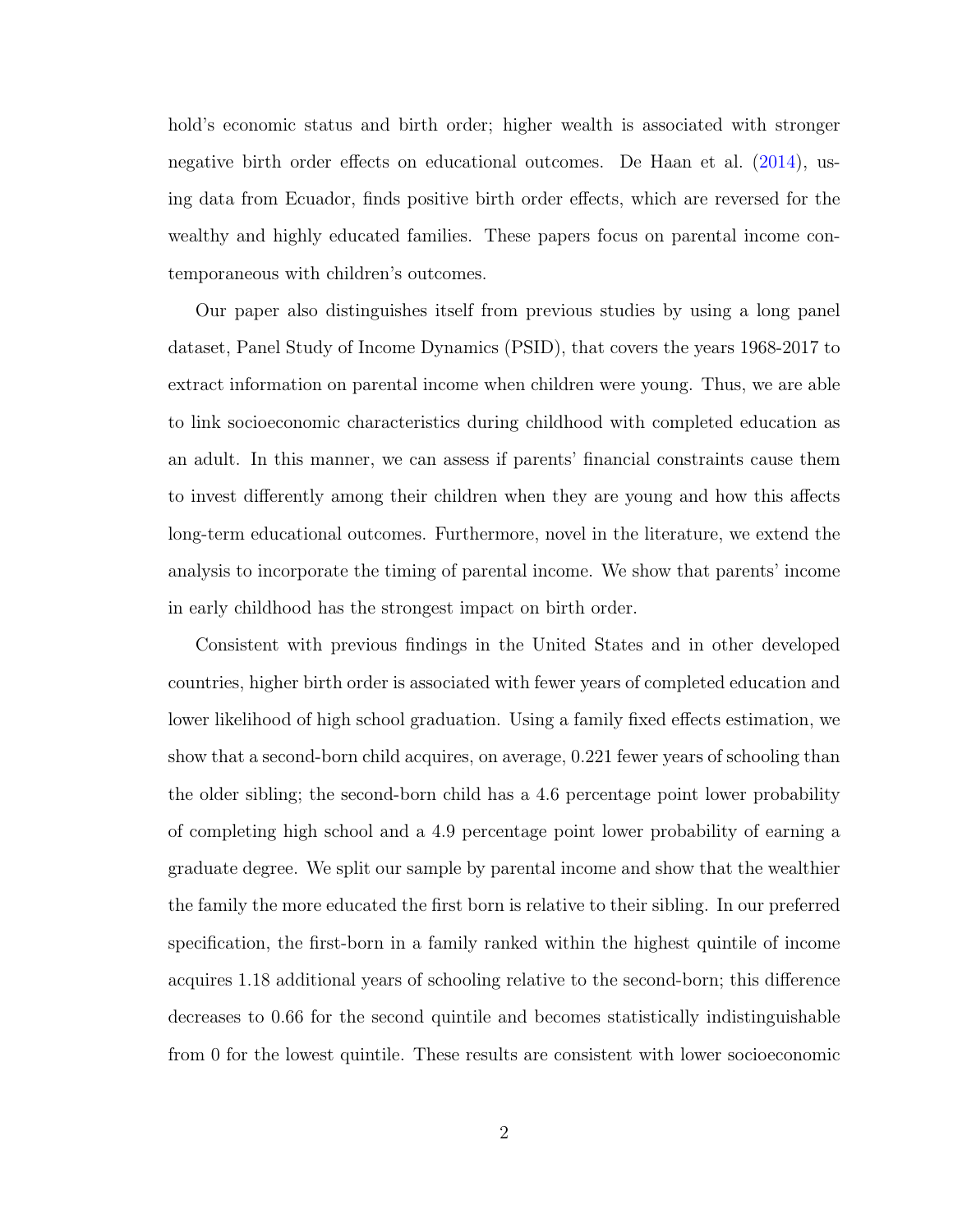hold's economic status and birth order; higher wealth is associated with stronger negative birth order effects on educational outcomes. De Haan et al. (2014), using data from Ecuador, finds positive birth order effects, which are reversed for the wealthy and highly educated families. These papers focus on parental income contemporaneous with children's outcomes.

Our paper also distinguishes itself from previous studies by using a long panel dataset, Panel Study of Income Dynamics (PSID), that covers the years 1968-2017 to extract information on parental income when children were young. Thus, we are able to link socioeconomic characteristics during childhood with completed education as an adult. In this manner, we can assess if parents' financial constraints cause them to invest differently among their children when they are young and how this affects long-term educational outcomes. Furthermore, novel in the literature, we extend the analysis to incorporate the timing of parental income. We show that parents' income in early childhood has the strongest impact on birth order.

Consistent with previous findings in the United States and in other developed countries, higher birth order is associated with fewer years of completed education and lower likelihood of high school graduation. Using a family fixed effects estimation, we show that a second-born child acquires, on average, 0.221 fewer years of schooling than the older sibling; the second-born child has a 4.6 percentage point lower probability of completing high school and a 4.9 percentage point lower probability of earning a graduate degree. We split our sample by parental income and show that the wealthier the family the more educated the first born is relative to their sibling. In our preferred specification, the first-born in a family ranked within the highest quintile of income acquires 1.18 additional years of schooling relative to the second-born; this difference decreases to 0.66 for the second quintile and becomes statistically indistinguishable from 0 for the lowest quintile. These results are consistent with lower socioeconomic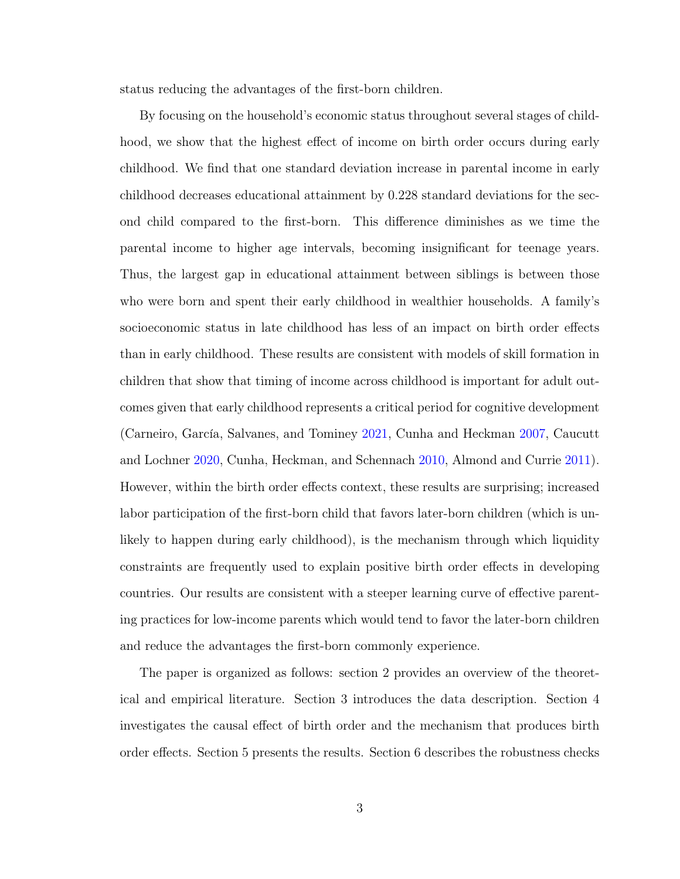status reducing the advantages of the first-born children.

By focusing on the household's economic status throughout several stages of childhood, we show that the highest effect of income on birth order occurs during early childhood. We find that one standard deviation increase in parental income in early childhood decreases educational attainment by 0.228 standard deviations for the second child compared to the first-born. This difference diminishes as we time the parental income to higher age intervals, becoming insignificant for teenage years. Thus, the largest gap in educational attainment between siblings is between those who were born and spent their early childhood in wealthier households. A family's socioeconomic status in late childhood has less of an impact on birth order effects than in early childhood. These results are consistent with models of skill formation in children that show that timing of income across childhood is important for adult outcomes given that early childhood represents a critical period for cognitive development (Carneiro, García, Salvanes, and Tominey 2021, Cunha and Heckman 2007, Caucutt and Lochner 2020, Cunha, Heckman, and Schennach 2010, Almond and Currie 2011). However, within the birth order effects context, these results are surprising; increased labor participation of the first-born child that favors later-born children (which is unlikely to happen during early childhood), is the mechanism through which liquidity constraints are frequently used to explain positive birth order effects in developing countries. Our results are consistent with a steeper learning curve of effective parenting practices for low-income parents which would tend to favor the later-born children and reduce the advantages the first-born commonly experience.

The paper is organized as follows: section 2 provides an overview of the theoretical and empirical literature. Section 3 introduces the data description. Section 4 investigates the causal effect of birth order and the mechanism that produces birth order effects. Section 5 presents the results. Section 6 describes the robustness checks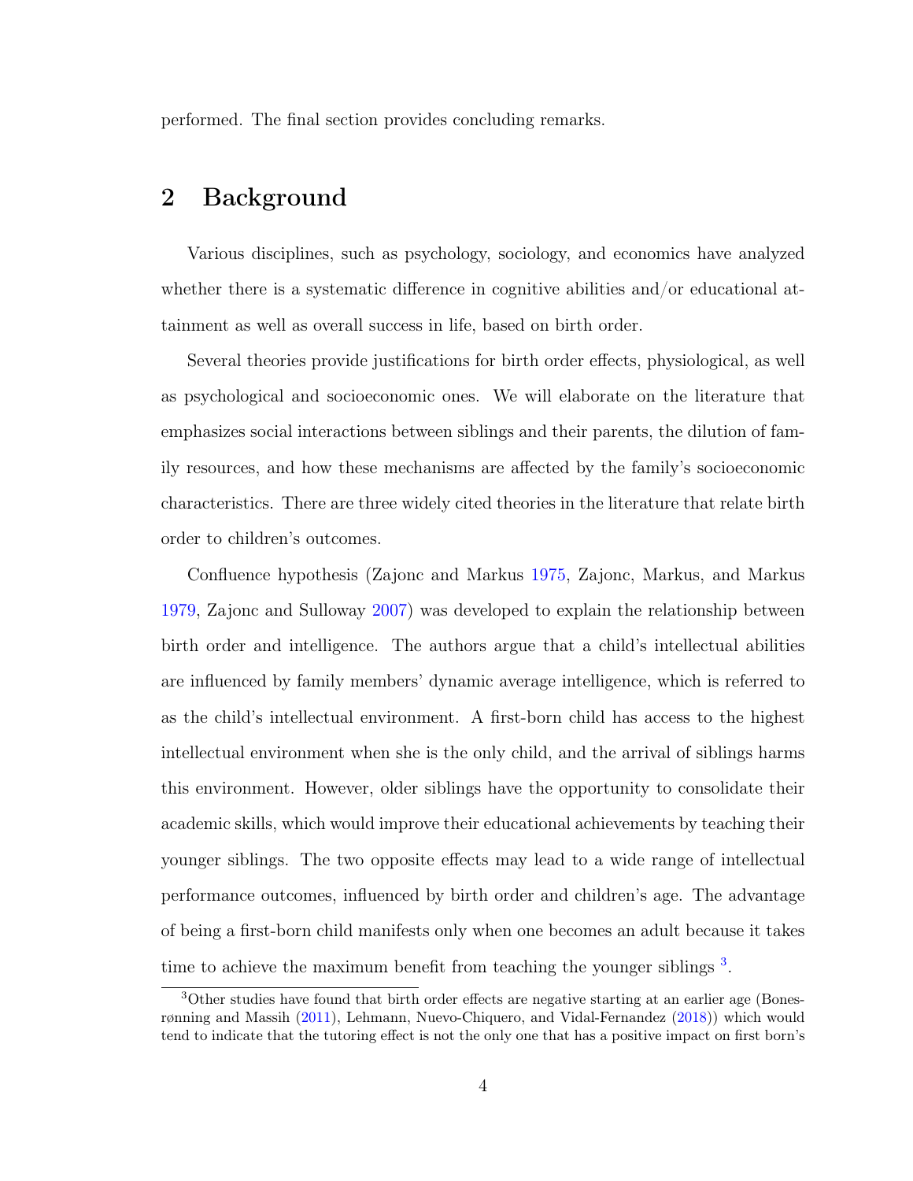performed. The final section provides concluding remarks.

## 2 Background

Various disciplines, such as psychology, sociology, and economics have analyzed whether there is a systematic difference in cognitive abilities and/or educational attainment as well as overall success in life, based on birth order.

Several theories provide justifications for birth order effects, physiological, as well as psychological and socioeconomic ones. We will elaborate on the literature that emphasizes social interactions between siblings and their parents, the dilution of family resources, and how these mechanisms are affected by the family's socioeconomic characteristics. There are three widely cited theories in the literature that relate birth order to children's outcomes.

Confluence hypothesis (Zajonc and Markus 1975, Zajonc, Markus, and Markus 1979, Zajonc and Sulloway 2007) was developed to explain the relationship between birth order and intelligence. The authors argue that a child's intellectual abilities are influenced by family members' dynamic average intelligence, which is referred to as the child's intellectual environment. A first-born child has access to the highest intellectual environment when she is the only child, and the arrival of siblings harms this environment. However, older siblings have the opportunity to consolidate their academic skills, which would improve their educational achievements by teaching their younger siblings. The two opposite effects may lead to a wide range of intellectual performance outcomes, influenced by birth order and children's age. The advantage of being a first-born child manifests only when one becomes an adult because it takes time to achieve the maximum benefit from teaching the younger siblings [3].

[3] Other studies have found that birth order effects are negative starting at an earlier age (Bonesrønning and Massih (2011), Lehmann, Nuevo-Chiquero, and Vidal-Fernandez (2018)) which would tend to indicate that the tutoring effect is not the only one that has a positive impact on first born's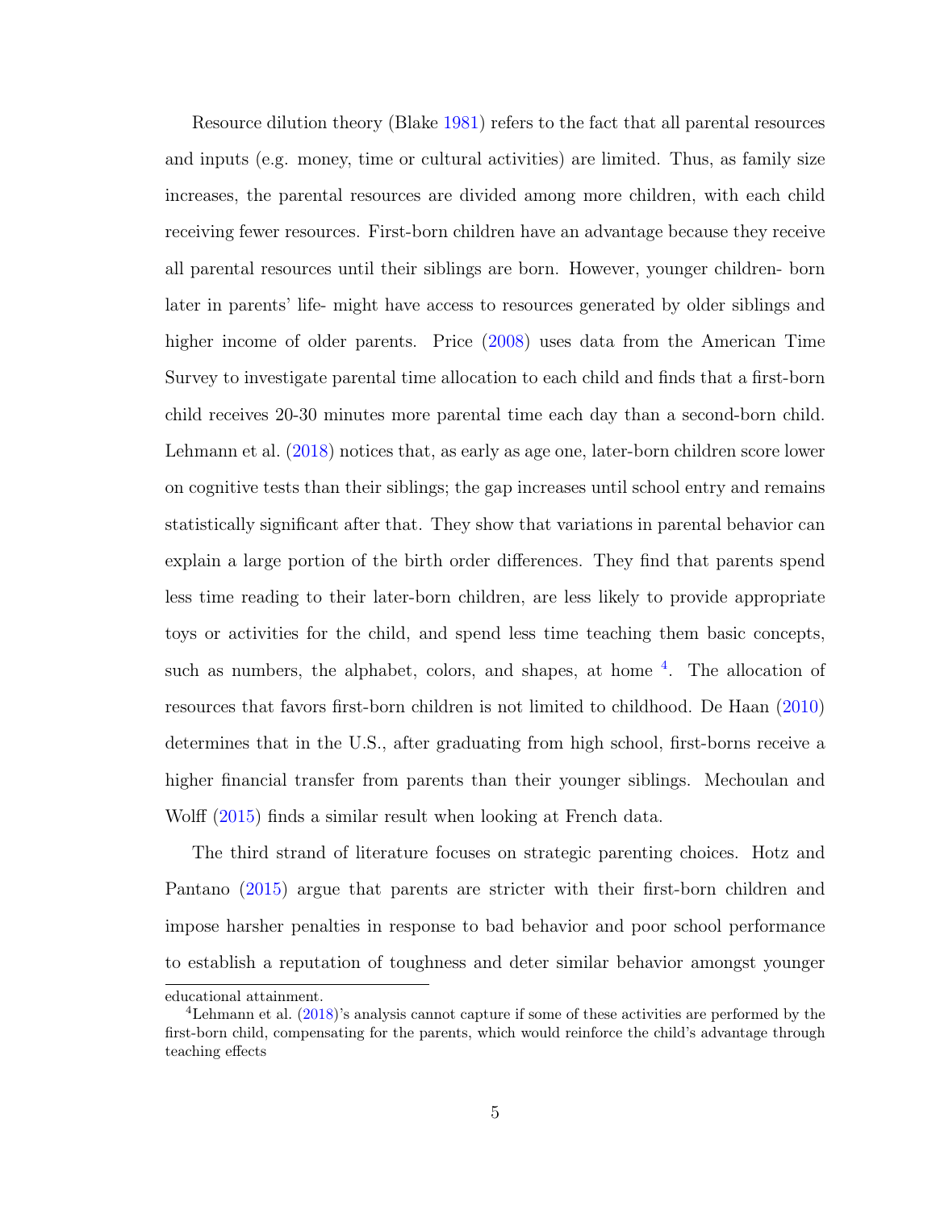Resource dilution theory (Blake 1981) refers to the fact that all parental resources and inputs (e.g. money, time or cultural activities) are limited. Thus, as family size increases, the parental resources are divided among more children, with each child receiving fewer resources. First-born children have an advantage because they receive all parental resources until their siblings are born. However, younger children- born later in parents' life- might have access to resources generated by older siblings and higher income of older parents. Price (2008) uses data from the American Time Survey to investigate parental time allocation to each child and finds that a first-born child receives 20-30 minutes more parental time each day than a second-born child. Lehmann et al. (2018) notices that, as early as age one, later-born children score lower on cognitive tests than their siblings; the gap increases until school entry and remains statistically significant after that. They show that variations in parental behavior can explain a large portion of the birth order differences. They find that parents spend less time reading to their later-born children, are less likely to provide appropriate toys or activities for the child, and spend less time teaching them basic concepts, such as numbers, the alphabet, colors, and shapes, at home [4]. The allocation of resources that favors first-born children is not limited to childhood. De Haan (2010) determines that in the U.S., after graduating from high school, first-borns receive a higher financial transfer from parents than their younger siblings. Mechoulan and Wolff (2015) finds a similar result when looking at French data.

The third strand of literature focuses on strategic parenting choices. Hotz and Pantano (2015) argue that parents are stricter with their first-born children and impose harsher penalties in response to bad behavior and poor school performance to establish a reputation of toughness and deter similar behavior amongst younger

educational attainment.

[4] Lehmann et al. (2018)'s analysis cannot capture if some of these activities are performed by the first-born child, compensating for the parents, which would reinforce the child's advantage through teaching effects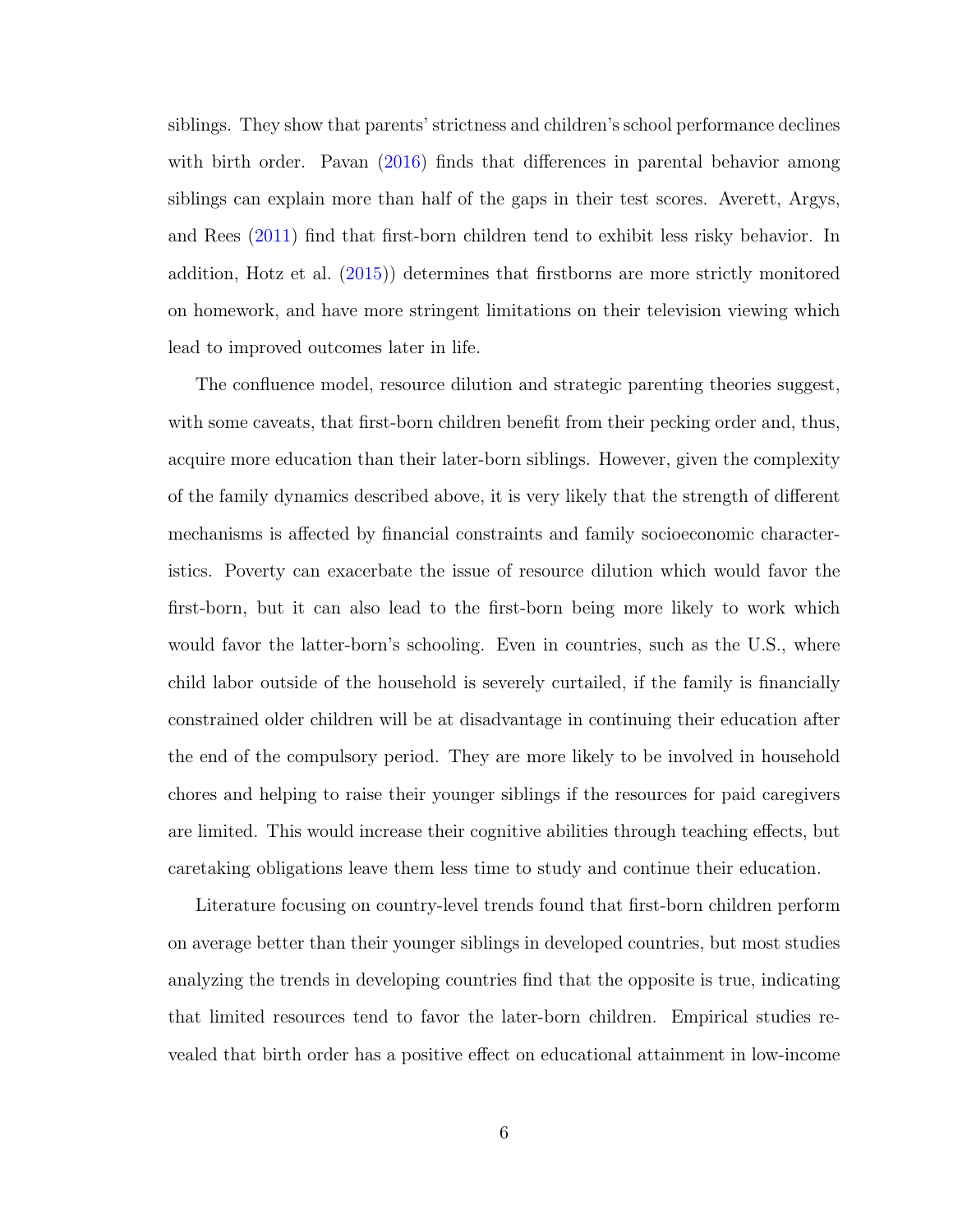siblings. They show that parents' strictness and children's school performance declines with birth order. Pavan (2016) finds that differences in parental behavior among siblings can explain more than half of the gaps in their test scores. Averett, Argys, and Rees (2011) find that first-born children tend to exhibit less risky behavior. In addition, Hotz et al. (2015)) determines that firstborns are more strictly monitored on homework, and have more stringent limitations on their television viewing which lead to improved outcomes later in life.

The confluence model, resource dilution and strategic parenting theories suggest, with some caveats, that first-born children benefit from their pecking order and, thus, acquire more education than their later-born siblings. However, given the complexity of the family dynamics described above, it is very likely that the strength of different mechanisms is affected by financial constraints and family socioeconomic characteristics. Poverty can exacerbate the issue of resource dilution which would favor the first-born, but it can also lead to the first-born being more likely to work which would favor the latter-born's schooling. Even in countries, such as the U.S., where child labor outside of the household is severely curtailed, if the family is financially constrained older children will be at disadvantage in continuing their education after the end of the compulsory period. They are more likely to be involved in household chores and helping to raise their younger siblings if the resources for paid caregivers are limited. This would increase their cognitive abilities through teaching effects, but caretaking obligations leave them less time to study and continue their education.

Literature focusing on country-level trends found that first-born children perform on average better than their younger siblings in developed countries, but most studies analyzing the trends in developing countries find that the opposite is true, indicating that limited resources tend to favor the later-born children. Empirical studies revealed that birth order has a positive effect on educational attainment in low-income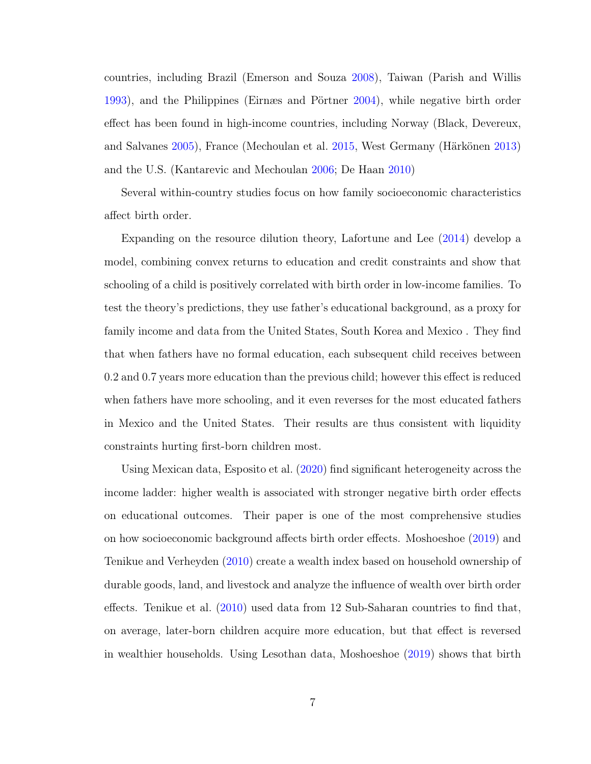countries, including Brazil (Emerson and Souza 2008), Taiwan (Parish and Willis 1993), and the Philippines (Eirnæs and Pörtner 2004), while negative birth order effect has been found in high-income countries, including Norway (Black, Devereux, and Salvanes 2005), France (Mechoulan et al. 2015, West Germany (Härkönen 2013) and the U.S. (Kantarevic and Mechoulan 2006; De Haan 2010)

Several within-country studies focus on how family socioeconomic characteristics affect birth order.

Expanding on the resource dilution theory, Lafortune and Lee (2014) develop a model, combining convex returns to education and credit constraints and show that schooling of a child is positively correlated with birth order in low-income families. To test the theory's predictions, they use father's educational background, as a proxy for family income and data from the United States, South Korea and Mexico . They find that when fathers have no formal education, each subsequent child receives between 0.2 and 0.7 years more education than the previous child; however this effect is reduced when fathers have more schooling, and it even reverses for the most educated fathers in Mexico and the United States. Their results are thus consistent with liquidity constraints hurting first-born children most.

Using Mexican data, Esposito et al. (2020) find significant heterogeneity across the income ladder: higher wealth is associated with stronger negative birth order effects on educational outcomes. Their paper is one of the most comprehensive studies on how socioeconomic background affects birth order effects. Moshoeshoe (2019) and Tenikue and Verheyden (2010) create a wealth index based on household ownership of durable goods, land, and livestock and analyze the influence of wealth over birth order effects. Tenikue et al. (2010) used data from 12 Sub-Saharan countries to find that, on average, later-born children acquire more education, but that effect is reversed in wealthier households. Using Lesothan data, Moshoeshoe (2019) shows that birth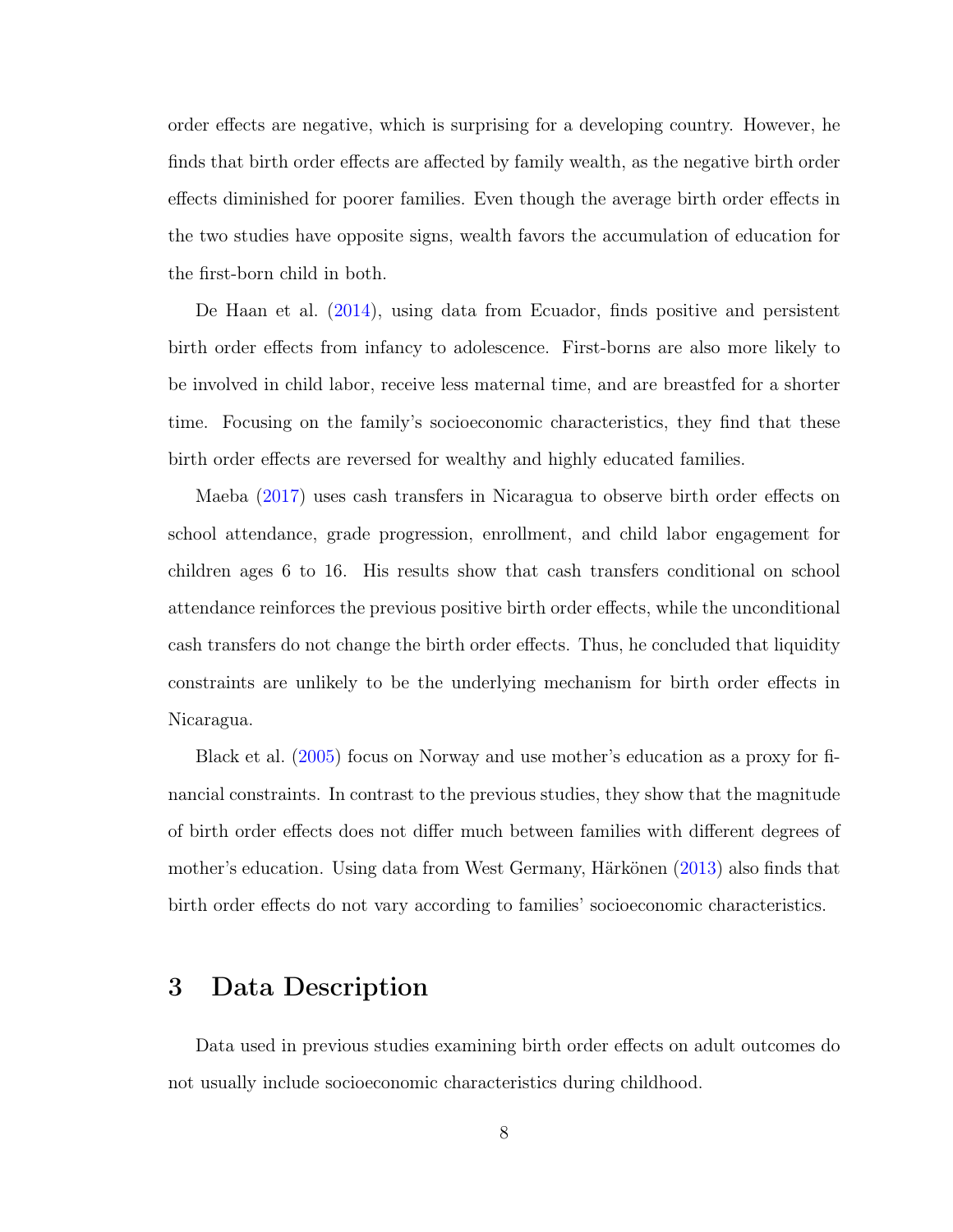order effects are negative, which is surprising for a developing country. However, he finds that birth order effects are affected by family wealth, as the negative birth order effects diminished for poorer families. Even though the average birth order effects in the two studies have opposite signs, wealth favors the accumulation of education for the first-born child in both.

De Haan et al. (2014), using data from Ecuador, finds positive and persistent birth order effects from infancy to adolescence. First-borns are also more likely to be involved in child labor, receive less maternal time, and are breastfed for a shorter time. Focusing on the family's socioeconomic characteristics, they find that these birth order effects are reversed for wealthy and highly educated families.

Maeba (2017) uses cash transfers in Nicaragua to observe birth order effects on school attendance, grade progression, enrollment, and child labor engagement for children ages 6 to 16. His results show that cash transfers conditional on school attendance reinforces the previous positive birth order effects, while the unconditional cash transfers do not change the birth order effects. Thus, he concluded that liquidity constraints are unlikely to be the underlying mechanism for birth order effects in Nicaragua.

Black et al. (2005) focus on Norway and use mother's education as a proxy for financial constraints. In contrast to the previous studies, they show that the magnitude of birth order effects does not differ much between families with different degrees of mother's education. Using data from West Germany, Härkönen (2013) also finds that birth order effects do not vary according to families' socioeconomic characteristics.

# 3 Data Description

Data used in previous studies examining birth order effects on adult outcomes do not usually include socioeconomic characteristics during childhood.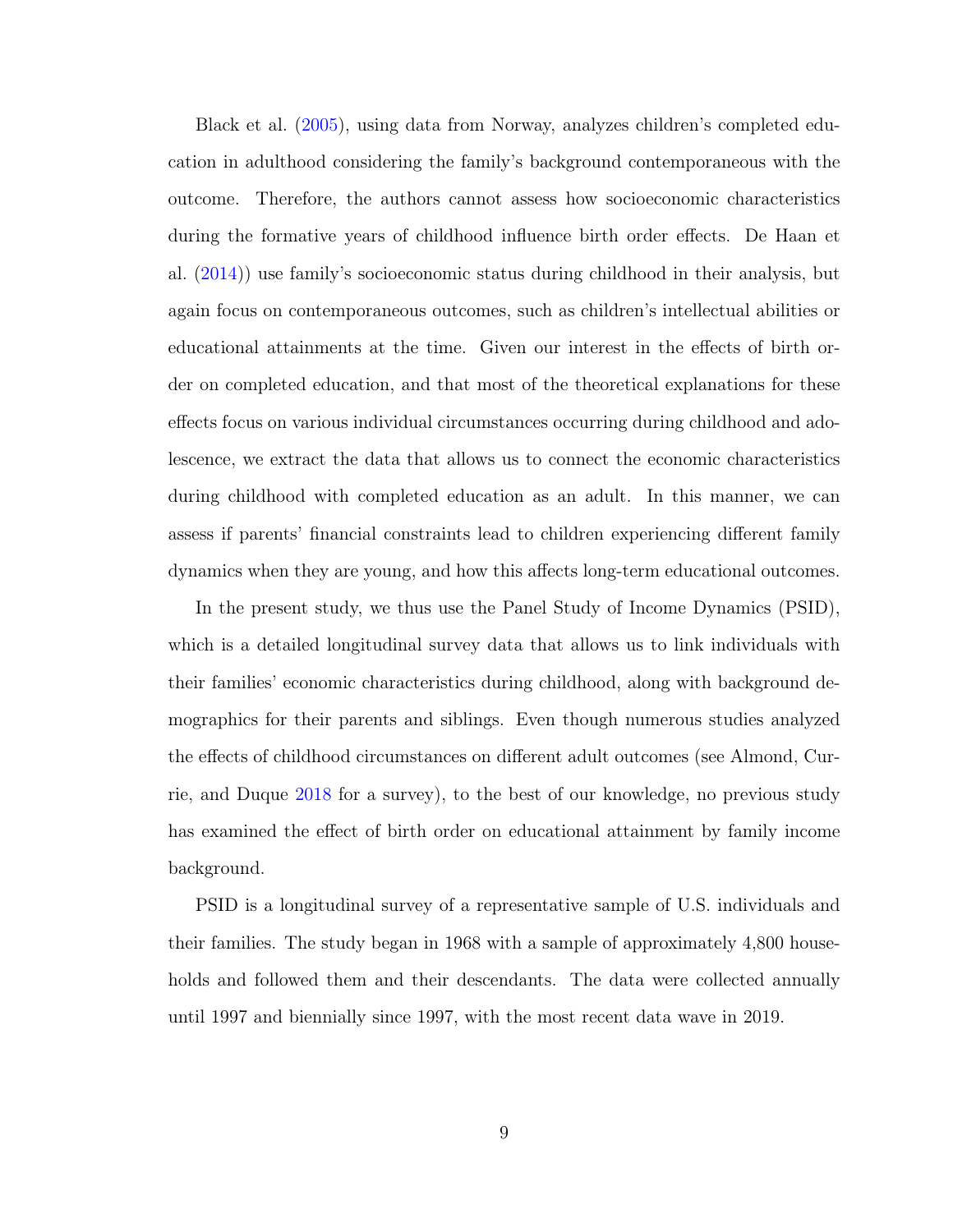Black et al. (2005), using data from Norway, analyzes children's completed education in adulthood considering the family's background contemporaneous with the outcome. Therefore, the authors cannot assess how socioeconomic characteristics during the formative years of childhood influence birth order effects. De Haan et al. (2014)) use family's socioeconomic status during childhood in their analysis, but again focus on contemporaneous outcomes, such as children's intellectual abilities or educational attainments at the time. Given our interest in the effects of birth order on completed education, and that most of the theoretical explanations for these effects focus on various individual circumstances occurring during childhood and adolescence, we extract the data that allows us to connect the economic characteristics during childhood with completed education as an adult. In this manner, we can assess if parents' financial constraints lead to children experiencing different family dynamics when they are young, and how this affects long-term educational outcomes.

In the present study, we thus use the Panel Study of Income Dynamics (PSID), which is a detailed longitudinal survey data that allows us to link individuals with their families' economic characteristics during childhood, along with background demographics for their parents and siblings. Even though numerous studies analyzed the effects of childhood circumstances on different adult outcomes (see Almond, Currie, and Duque 2018 for a survey), to the best of our knowledge, no previous study has examined the effect of birth order on educational attainment by family income background.

PSID is a longitudinal survey of a representative sample of U.S. individuals and their families. The study began in 1968 with a sample of approximately 4,800 households and followed them and their descendants. The data were collected annually until 1997 and biennially since 1997, with the most recent data wave in 2019.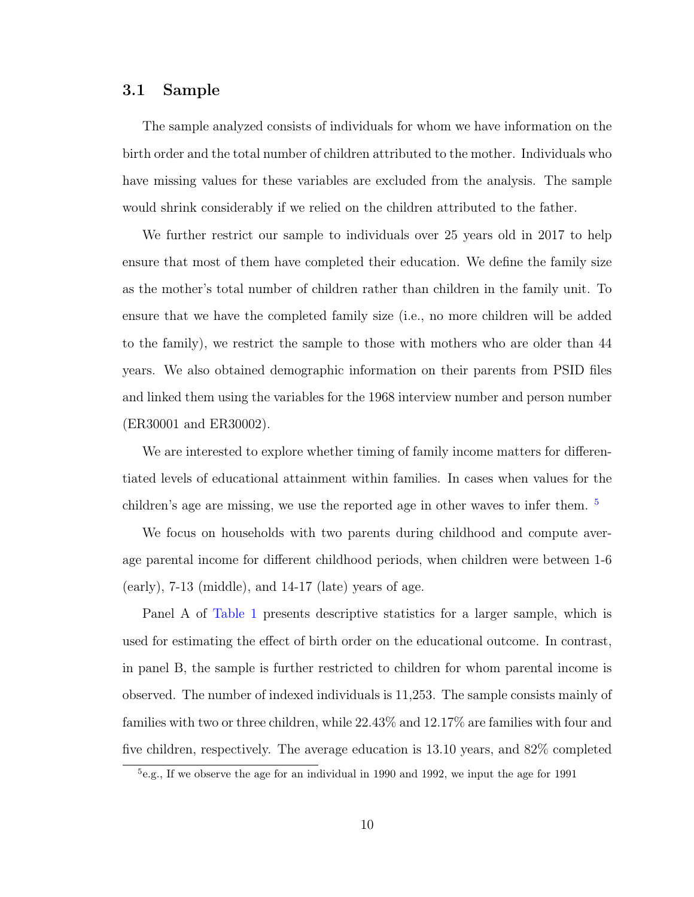### 3.1 Sample

The sample analyzed consists of individuals for whom we have information on the birth order and the total number of children attributed to the mother. Individuals who have missing values for these variables are excluded from the analysis. The sample would shrink considerably if we relied on the children attributed to the father.

We further restrict our sample to individuals over 25 years old in 2017 to help ensure that most of them have completed their education. We define the family size as the mother's total number of children rather than children in the family unit. To ensure that we have the completed family size (i.e., no more children will be added to the family), we restrict the sample to those with mothers who are older than 44 years. We also obtained demographic information on their parents from PSID files and linked them using the variables for the 1968 interview number and person number (ER30001 and ER30002).

We are interested to explore whether timing of family income matters for differentiated levels of educational attainment within families. In cases when values for the children's age are missing, we use the reported age in other waves to infer them. [5]

We focus on households with two parents during childhood and compute average parental income for different childhood periods, when children were between 1-6 (early), 7-13 (middle), and 14-17 (late) years of age.

Panel A of Table 1 presents descriptive statistics for a larger sample, which is used for estimating the effect of birth order on the educational outcome. In contrast, in panel B, the sample is further restricted to children for whom parental income is observed. The number of indexed individuals is 11,253. The sample consists mainly of families with two or three children, while 22.43% and 12.17% are families with four and five children, respectively. The average education is 13.10 years, and 82% completed

[5] e.g., If we observe the age for an individual in 1990 and 1992, we input the age for 1991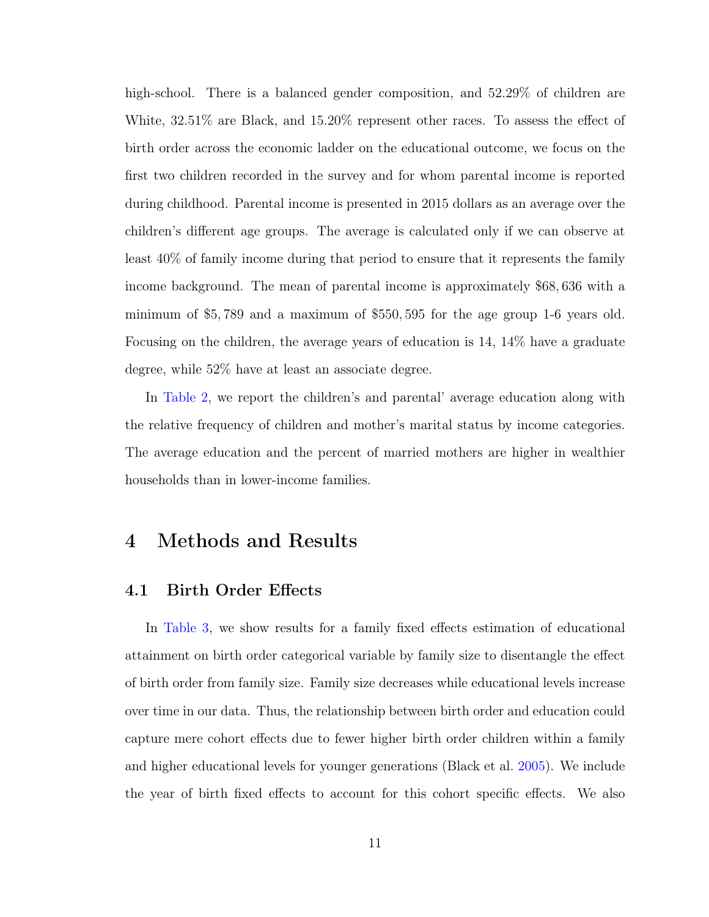high-school. There is a balanced gender composition, and 52.29% of children are White, 32.51% are Black, and 15.20% represent other races. To assess the effect of birth order across the economic ladder on the educational outcome, we focus on the first two children recorded in the survey and for whom parental income is reported during childhood. Parental income is presented in 2015 dollars as an average over the children's different age groups. The average is calculated only if we can observe at least 40% of family income during that period to ensure that it represents the family income background. The mean of parental income is approximately $68,636 with a minimum of $5,789 and a maximum of $550,595 for the age group 1-6 years old. Focusing on the children, the average years of education is 14, 14% have a graduate degree, while 52% have at least an associate degree.

In Table 2, we report the children's and parental' average education along with the relative frequency of children and mother's marital status by income categories. The average education and the percent of married mothers are higher in wealthier households than in lower-income families.

# 4 Methods and Results

## 4.1 Birth Order Effects

In Table 3, we show results for a family fixed effects estimation of educational attainment on birth order categorical variable by family size to disentangle the effect of birth order from family size. Family size decreases while educational levels increase over time in our data. Thus, the relationship between birth order and education could capture mere cohort effects due to fewer higher birth order children within a family and higher educational levels for younger generations (Black et al. 2005). We include the year of birth fixed effects to account for this cohort specific effects. We also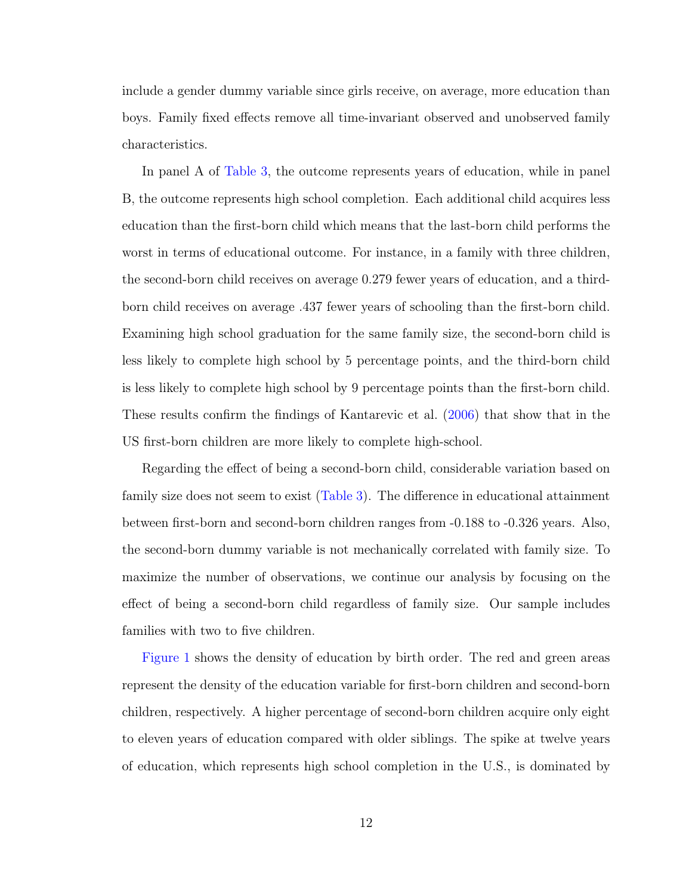include a gender dummy variable since girls receive, on average, more education than boys. Family fixed effects remove all time-invariant observed and unobserved family characteristics.

In panel A of Table 3, the outcome represents years of education, while in panel B, the outcome represents high school completion. Each additional child acquires less education than the first-born child which means that the last-born child performs the worst in terms of educational outcome. For instance, in a family with three children, the second-born child receives on average 0.279 fewer years of education, and a third-born child receives on average .437 fewer years of schooling than the first-born child. Examining high school graduation for the same family size, the second-born child is less likely to complete high school by 5 percentage points, and the third-born child is less likely to complete high school by 9 percentage points than the first-born child. These results confirm the findings of Kantarevic et al. (2006) that show that in the US first-born children are more likely to complete high-school.

Regarding the effect of being a second-born child, considerable variation based on family size does not seem to exist (Table 3). The difference in educational attainment between first-born and second-born children ranges from -0.188 to -0.326 years. Also, the second-born dummy variable is not mechanically correlated with family size. To maximize the number of observations, we continue our analysis by focusing on the effect of being a second-born child regardless of family size. Our sample includes families with two to five children.

Figure 1 shows the density of education by birth order. The red and green areas represent the density of the education variable for first-born children and second-born children, respectively. A higher percentage of second-born children acquire only eight to eleven years of education compared with older siblings. The spike at twelve years of education, which represents high school completion in the U.S., is dominated by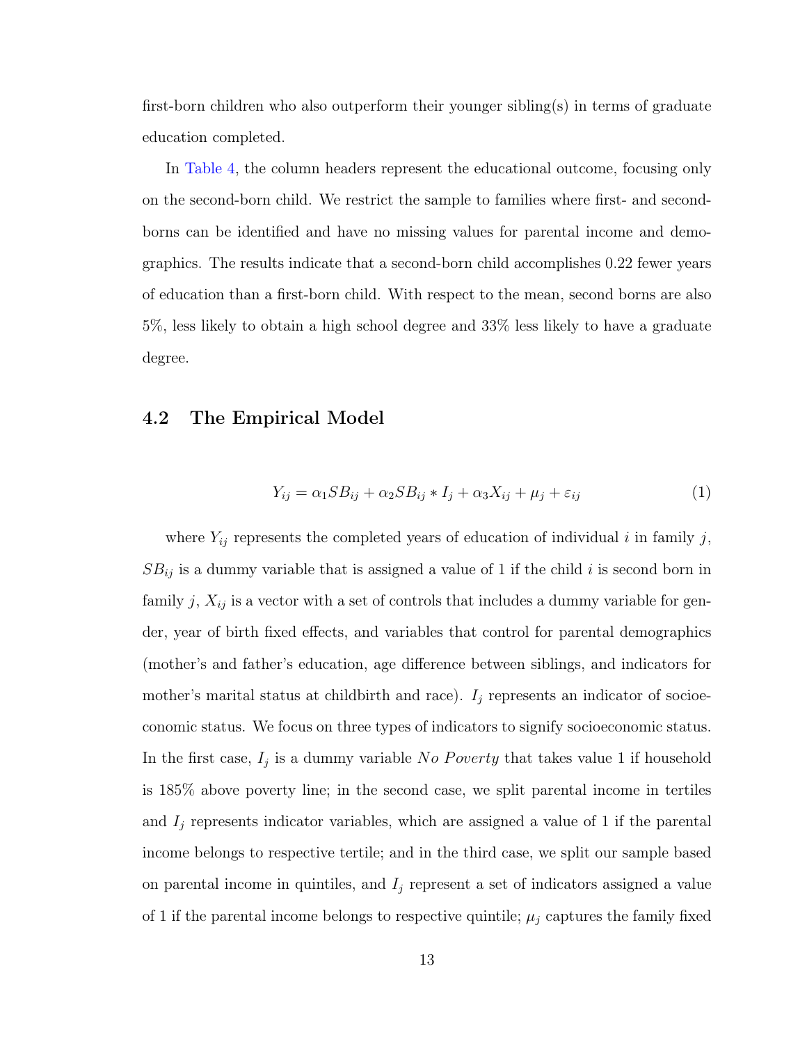first-born children who also outperform their younger sibling(s) in terms of graduate education completed.

In Table 4, the column headers represent the educational outcome, focusing only on the second-born child. We restrict the sample to families where first- and second-borns can be identified and have no missing values for parental income and demographics. The results indicate that a second-born child accomplishes 0.22 fewer years of education than a first-born child. With respect to the mean, second borns are also 5%, less likely to obtain a high school degree and 33% less likely to have a graduate degree.

## 4.2 The Empirical Model

$$Y_{ij} = \alpha_1 SB_{ij} + \alpha_2 SB_{ij} * I_j + \alpha_3 X_{ij} + \mu_j + \varepsilon_{ij} \tag{1}$$

where $Y_{ij}$ represents the completed years of education of individual $i$ in family $j$, $SB_{ij}$ is a dummy variable that is assigned a value of 1 if the child $i$ is second born in family $j$, $X_{ij}$ is a vector with a set of controls that includes a dummy variable for gender, year of birth fixed effects, and variables that control for parental demographics (mother's and father's education, age difference between siblings, and indicators for mother's marital status at childbirth and race). $I_j$ represents an indicator of socioeconomic status. We focus on three types of indicators to signify socioeconomic status. In the first case, $I_j$ is a dummy variable *No Poverty* that takes value 1 if household is 185% above poverty line; in the second case, we split parental income in tertiles and $I_j$ represents indicator variables, which are assigned a value of 1 if the parental income belongs to respective tertile; and in the third case, we split our sample based on parental income in quintiles, and $I_j$ represent a set of indicators assigned a value of 1 if the parental income belongs to respective quintile; $\mu_j$ captures the family fixed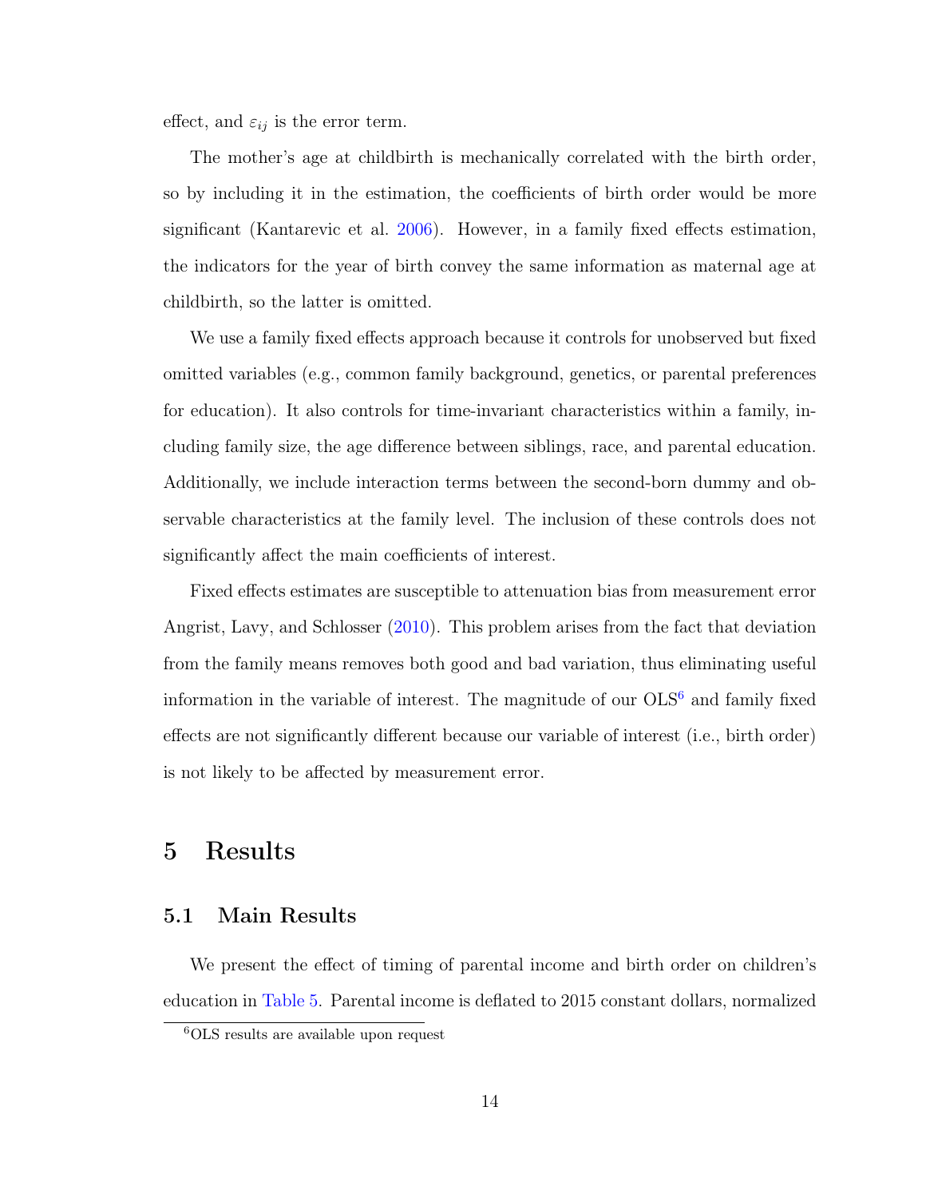effect, and $\varepsilon_{ij}$ is the error term.

The mother's age at childbirth is mechanically correlated with the birth order, so by including it in the estimation, the coefficients of birth order would be more significant (Kantarevic et al. 2006). However, in a family fixed effects estimation, the indicators for the year of birth convey the same information as maternal age at childbirth, so the latter is omitted.

We use a family fixed effects approach because it controls for unobserved but fixed omitted variables (e.g., common family background, genetics, or parental preferences for education). It also controls for time-invariant characteristics within a family, including family size, the age difference between siblings, race, and parental education. Additionally, we include interaction terms between the second-born dummy and observable characteristics at the family level. The inclusion of these controls does not significantly affect the main coefficients of interest.

Fixed effects estimates are susceptible to attenuation bias from measurement error Angrist, Lavy, and Schlosser (2010). This problem arises from the fact that deviation from the family means removes both good and bad variation, thus eliminating useful information in the variable of interest. The magnitude of our OLS[6] and family fixed effects are not significantly different because our variable of interest (i.e., birth order) is not likely to be affected by measurement error.

# 5 Results

## 5.1 Main Results

We present the effect of timing of parental income and birth order on children's education in Table 5. Parental income is deflated to 2015 constant dollars, normalized

[6] OLS results are available upon request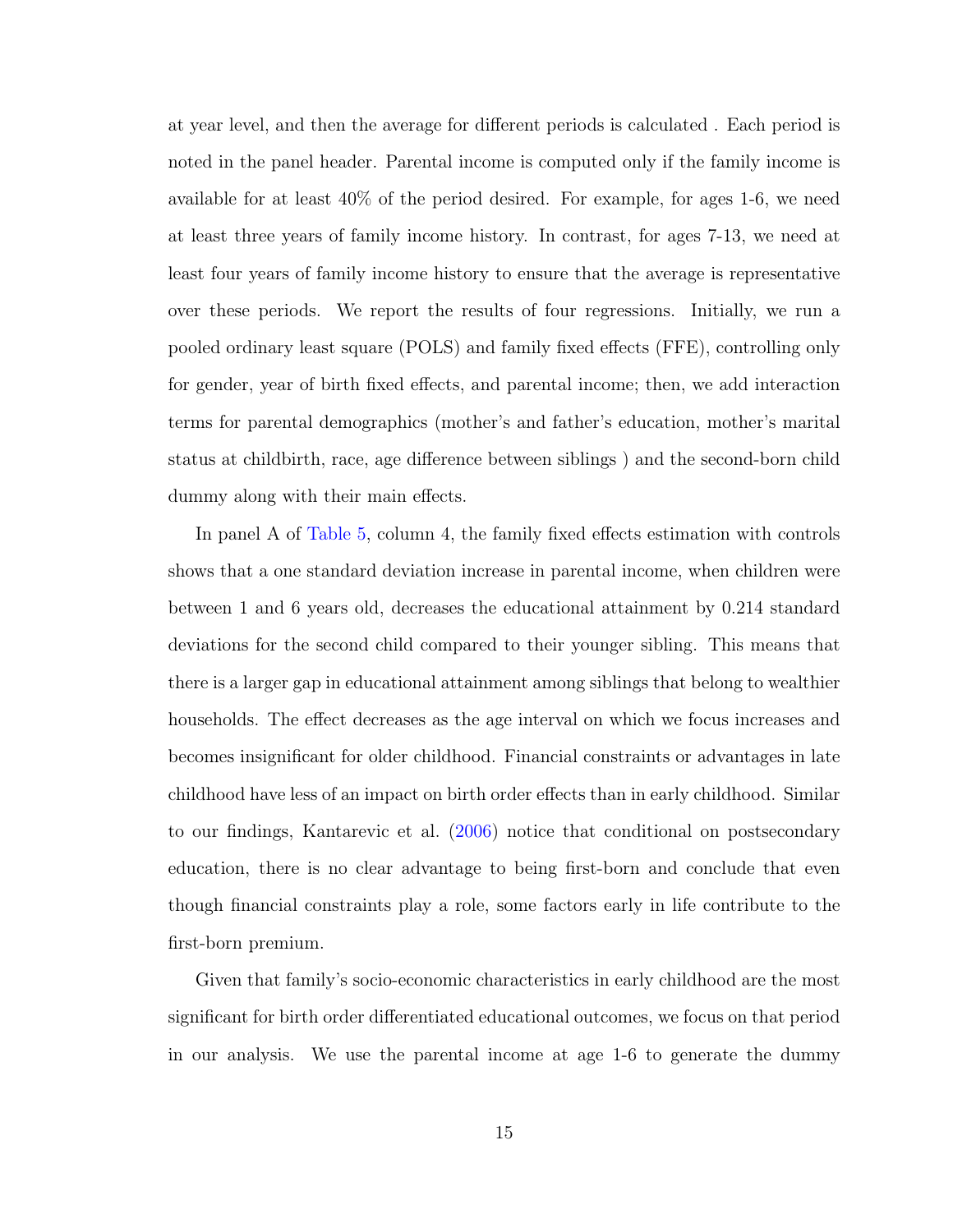at year level, and then the average for different periods is calculated . Each period is noted in the panel header. Parental income is computed only if the family income is available for at least 40% of the period desired. For example, for ages 1-6, we need at least three years of family income history. In contrast, for ages 7-13, we need at least four years of family income history to ensure that the average is representative over these periods. We report the results of four regressions. Initially, we run a pooled ordinary least square (POLS) and family fixed effects (FFE), controlling only for gender, year of birth fixed effects, and parental income; then, we add interaction terms for parental demographics (mother's and father's education, mother's marital status at childbirth, race, age difference between siblings ) and the second-born child dummy along with their main effects.

In panel A of Table 5, column 4, the family fixed effects estimation with controls shows that a one standard deviation increase in parental income, when children were between 1 and 6 years old, decreases the educational attainment by 0.214 standard deviations for the second child compared to their younger sibling. This means that there is a larger gap in educational attainment among siblings that belong to wealthier households. The effect decreases as the age interval on which we focus increases and becomes insignificant for older childhood. Financial constraints or advantages in late childhood have less of an impact on birth order effects than in early childhood. Similar to our findings, Kantarevic et al. (2006) notice that conditional on postsecondary education, there is no clear advantage to being first-born and conclude that even though financial constraints play a role, some factors early in life contribute to the first-born premium.

Given that family's socio-economic characteristics in early childhood are the most significant for birth order differentiated educational outcomes, we focus on that period in our analysis. We use the parental income at age 1-6 to generate the dummy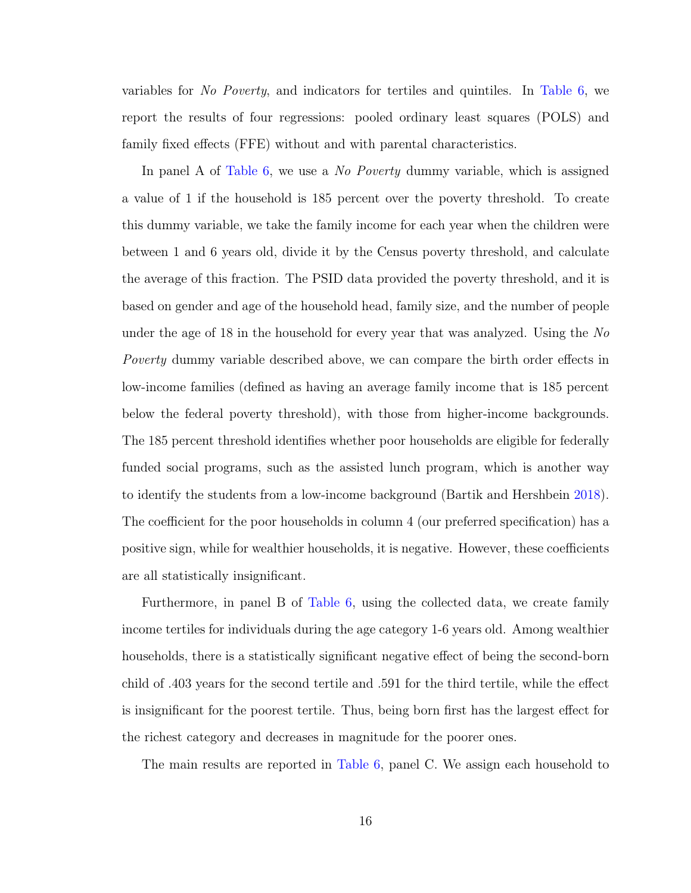variables for *No Poverty*, and indicators for tertiles and quintiles. In Table 6, we report the results of four regressions: pooled ordinary least squares (POLS) and family fixed effects (FFE) without and with parental characteristics.

In panel A of Table 6, we use a *No Poverty* dummy variable, which is assigned a value of 1 if the household is 185 percent over the poverty threshold. To create this dummy variable, we take the family income for each year when the children were between 1 and 6 years old, divide it by the Census poverty threshold, and calculate the average of this fraction. The PSID data provided the poverty threshold, and it is based on gender and age of the household head, family size, and the number of people under the age of 18 in the household for every year that was analyzed. Using the *No Poverty* dummy variable described above, we can compare the birth order effects in low-income families (defined as having an average family income that is 185 percent below the federal poverty threshold), with those from higher-income backgrounds. The 185 percent threshold identifies whether poor households are eligible for federally funded social programs, such as the assisted lunch program, which is another way to identify the students from a low-income background (Bartik and Hershbein 2018). The coefficient for the poor households in column 4 (our preferred specification) has a positive sign, while for wealthier households, it is negative. However, these coefficients are all statistically insignificant.

Furthermore, in panel B of Table 6, using the collected data, we create family income tertiles for individuals during the age category 1-6 years old. Among wealthier households, there is a statistically significant negative effect of being the second-born child of .403 years for the second tertile and .591 for the third tertile, while the effect is insignificant for the poorest tertile. Thus, being born first has the largest effect for the richest category and decreases in magnitude for the poorer ones.

The main results are reported in Table 6, panel C. We assign each household to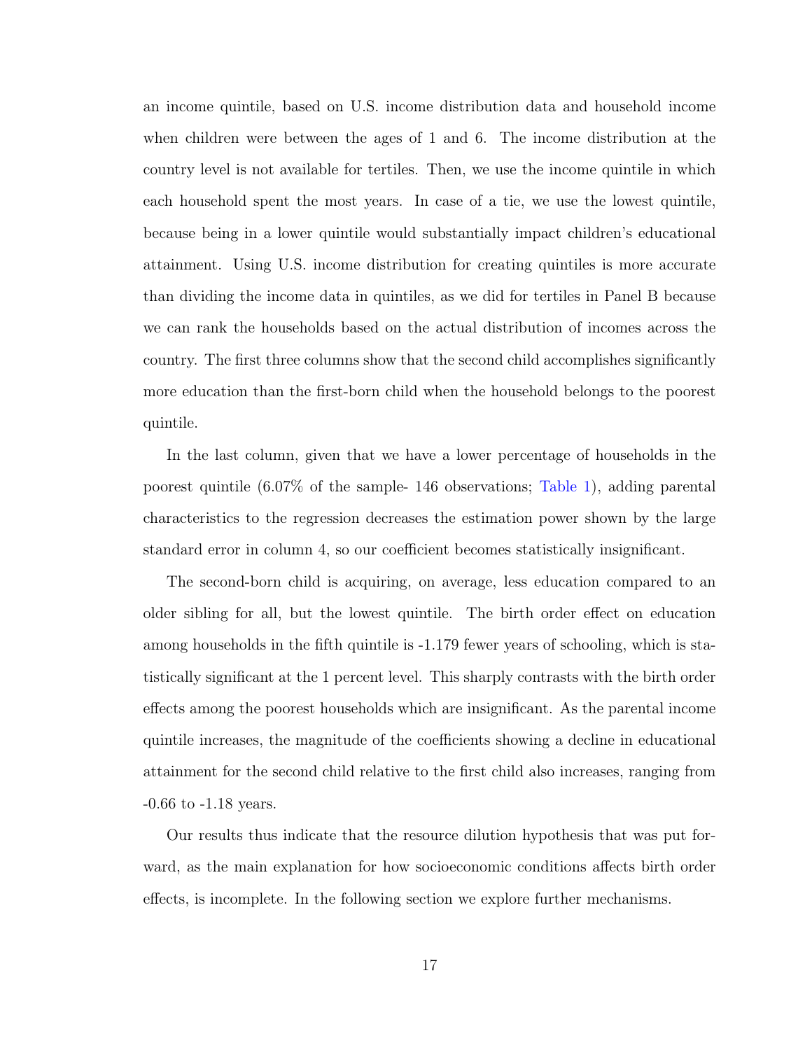an income quintile, based on U.S. income distribution data and household income when children were between the ages of 1 and 6. The income distribution at the country level is not available for tertiles. Then, we use the income quintile in which each household spent the most years. In case of a tie, we use the lowest quintile, because being in a lower quintile would substantially impact children's educational attainment. Using U.S. income distribution for creating quintiles is more accurate than dividing the income data in quintiles, as we did for tertiles in Panel B because we can rank the households based on the actual distribution of incomes across the country. The first three columns show that the second child accomplishes significantly more education than the first-born child when the household belongs to the poorest quintile.

In the last column, given that we have a lower percentage of households in the poorest quintile (6.07% of the sample- 146 observations; Table 1), adding parental characteristics to the regression decreases the estimation power shown by the large standard error in column 4, so our coefficient becomes statistically insignificant.

The second-born child is acquiring, on average, less education compared to an older sibling for all, but the lowest quintile. The birth order effect on education among households in the fifth quintile is -1.179 fewer years of schooling, which is statistically significant at the 1 percent level. This sharply contrasts with the birth order effects among the poorest households which are insignificant. As the parental income quintile increases, the magnitude of the coefficients showing a decline in educational attainment for the second child relative to the first child also increases, ranging from -0.66 to -1.18 years.

Our results thus indicate that the resource dilution hypothesis that was put forward, as the main explanation for how socioeconomic conditions affects birth order effects, is incomplete. In the following section we explore further mechanisms.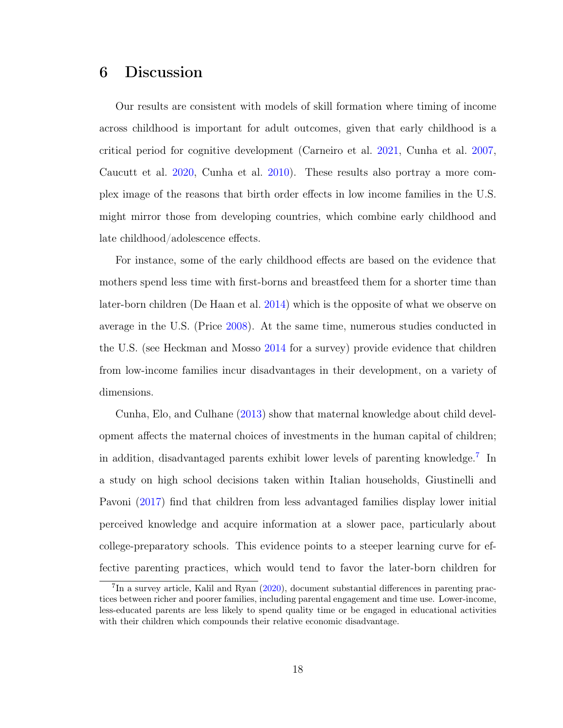# 6 Discussion

Our results are consistent with models of skill formation where timing of income across childhood is important for adult outcomes, given that early childhood is a critical period for cognitive development (Carneiro et al. 2021, Cunha et al. 2007, Caucutt et al. 2020, Cunha et al. 2010). These results also portray a more complex image of the reasons that birth order effects in low income families in the U.S. might mirror those from developing countries, which combine early childhood and late childhood/adolescence effects.

For instance, some of the early childhood effects are based on the evidence that mothers spend less time with first-borns and breastfeed them for a shorter time than later-born children (De Haan et al. 2014) which is the opposite of what we observe on average in the U.S. (Price 2008). At the same time, numerous studies conducted in the U.S. (see Heckman and Mosso 2014 for a survey) provide evidence that children from low-income families incur disadvantages in their development, on a variety of dimensions.

Cunha, Elo, and Culhane (2013) show that maternal knowledge about child development affects the maternal choices of investments in the human capital of children; in addition, disadvantaged parents exhibit lower levels of parenting knowledge.[7] In a study on high school decisions taken within Italian households, Giustinelli and Pavoni (2017) find that children from less advantaged families display lower initial perceived knowledge and acquire information at a slower pace, particularly about college-preparatory schools. This evidence points to a steeper learning curve for effective parenting practices, which would tend to favor the later-born children for

[7] In a survey article, Kalil and Ryan (2020), document substantial differences in parenting practices between richer and poorer families, including parental engagement and time use. Lower-income, less-educated parents are less likely to spend quality time or be engaged in educational activities with their children which compounds their relative economic disadvantage.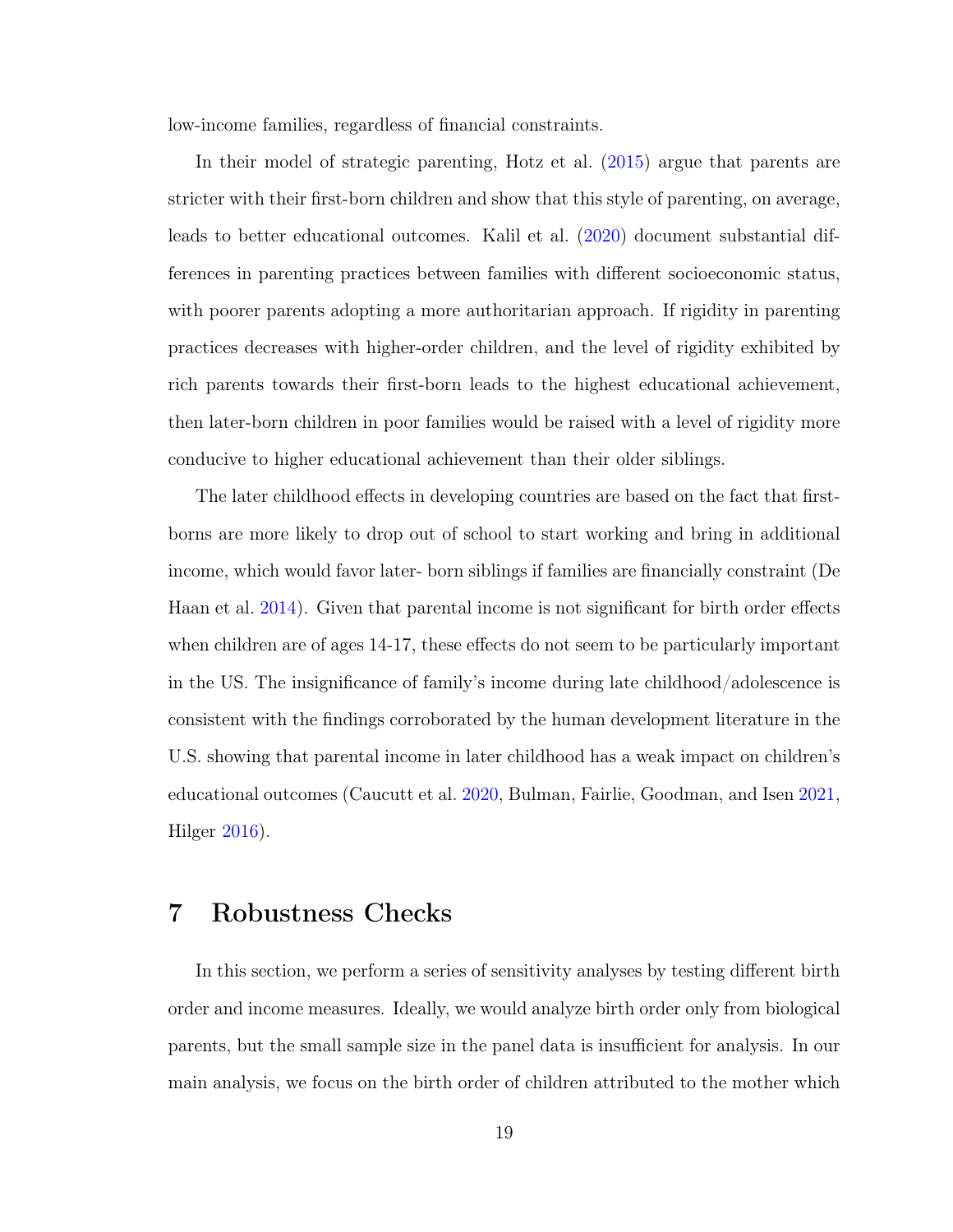low-income families, regardless of financial constraints.

In their model of strategic parenting, Hotz et al. (2015) argue that parents are stricter with their first-born children and show that this style of parenting, on average, leads to better educational outcomes. Kalil et al. (2020) document substantial differences in parenting practices between families with different socioeconomic status, with poorer parents adopting a more authoritarian approach. If rigidity in parenting practices decreases with higher-order children, and the level of rigidity exhibited by rich parents towards their first-born leads to the highest educational achievement, then later-born children in poor families would be raised with a level of rigidity more conducive to higher educational achievement than their older siblings.

The later childhood effects in developing countries are based on the fact that first-borns are more likely to drop out of school to start working and bring in additional income, which would favor later- born siblings if families are financially constraint (De Haan et al. 2014). Given that parental income is not significant for birth order effects when children are of ages 14-17, these effects do not seem to be particularly important in the US. The insignificance of family's income during late childhood/adolescence is consistent with the findings corroborated by the human development literature in the U.S. showing that parental income in later childhood has a weak impact on children's educational outcomes (Caucutt et al. 2020, Bulman, Fairlie, Goodman, and Isen 2021, Hilger 2016).

# 7 Robustness Checks

In this section, we perform a series of sensitivity analyses by testing different birth order and income measures. Ideally, we would analyze birth order only from biological parents, but the small sample size in the panel data is insufficient for analysis. In our main analysis, we focus on the birth order of children attributed to the mother which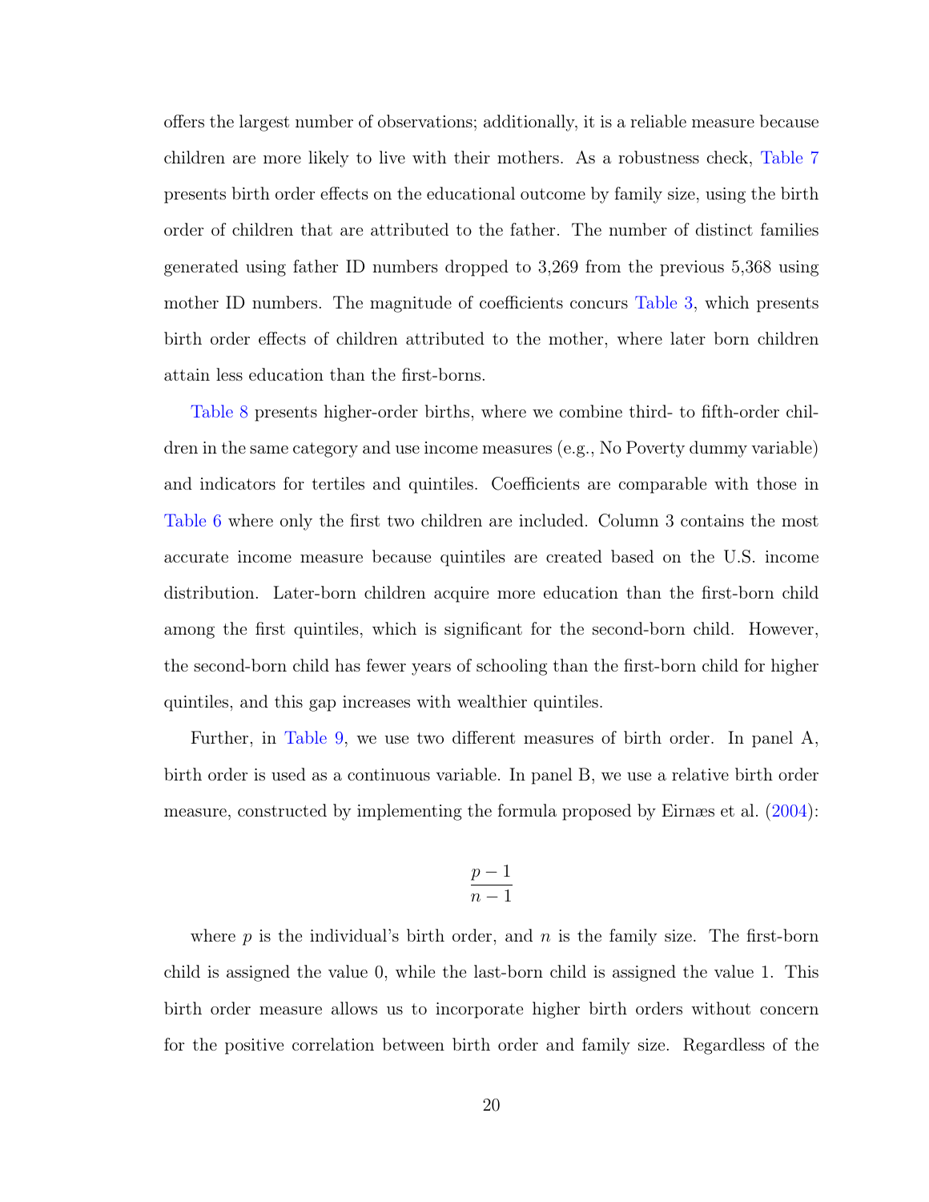offers the largest number of observations; additionally, it is a reliable measure because children are more likely to live with their mothers. As a robustness check, Table 7 presents birth order effects on the educational outcome by family size, using the birth order of children that are attributed to the father. The number of distinct families generated using father ID numbers dropped to 3,269 from the previous 5,368 using mother ID numbers. The magnitude of coefficients concurs Table 3, which presents birth order effects of children attributed to the mother, where later born children attain less education than the first-borns.

Table 8 presents higher-order births, where we combine third- to fifth-order children in the same category and use income measures (e.g., No Poverty dummy variable) and indicators for tertiles and quintiles. Coefficients are comparable with those in Table 6 where only the first two children are included. Column 3 contains the most accurate income measure because quintiles are created based on the U.S. income distribution. Later-born children acquire more education than the first-born child among the first quintiles, which is significant for the second-born child. However, the second-born child has fewer years of schooling than the first-born child for higher quintiles, and this gap increases with wealthier quintiles.

Further, in Table 9, we use two different measures of birth order. In panel A, birth order is used as a continuous variable. In panel B, we use a relative birth order measure, constructed by implementing the formula proposed by Eirnæs et al. (2004):

$$\frac{p-1}{n-1}$$

where $p$ is the individual's birth order, and $n$ is the family size. The first-born child is assigned the value 0, while the last-born child is assigned the value 1. This birth order measure allows us to incorporate higher birth orders without concern for the positive correlation between birth order and family size. Regardless of the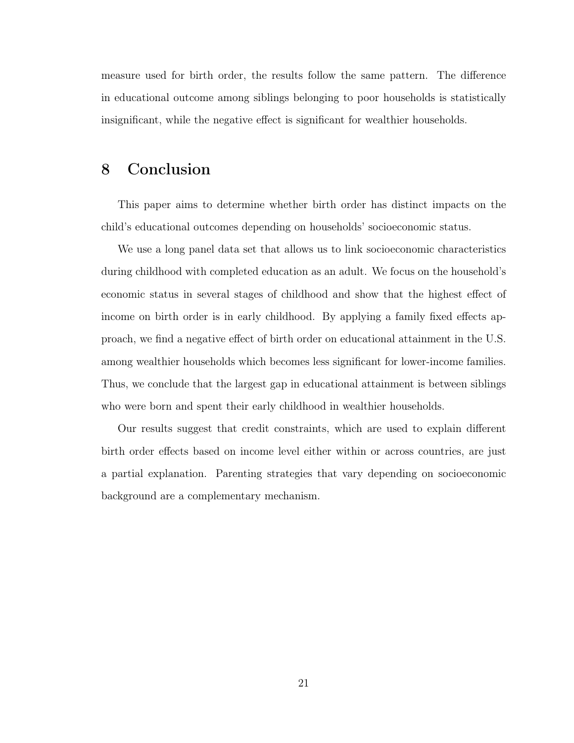measure used for birth order, the results follow the same pattern. The difference in educational outcome among siblings belonging to poor households is statistically insignificant, while the negative effect is significant for wealthier households.

# 8 Conclusion

This paper aims to determine whether birth order has distinct impacts on the child's educational outcomes depending on households' socioeconomic status.

We use a long panel data set that allows us to link socioeconomic characteristics during childhood with completed education as an adult. We focus on the household's economic status in several stages of childhood and show that the highest effect of income on birth order is in early childhood. By applying a family fixed effects approach, we find a negative effect of birth order on educational attainment in the U.S. among wealthier households which becomes less significant for lower-income families. Thus, we conclude that the largest gap in educational attainment is between siblings who were born and spent their early childhood in wealthier households.

Our results suggest that credit constraints, which are used to explain different birth order effects based on income level either within or across countries, are just a partial explanation. Parenting strategies that vary depending on socioeconomic background are a complementary mechanism.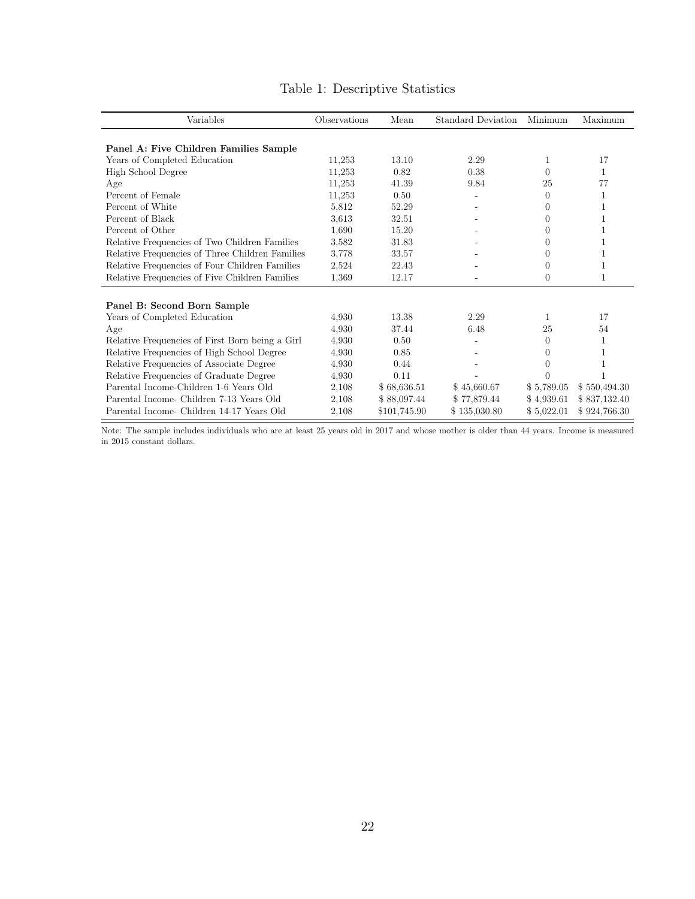Table 1: Descriptive Statistics

| Variables | Observations | Mean | Standard Deviation | Minimum | Maximum |
|---|---|---|---|---|---|
| **Panel A: Five Children Families Sample** | | | | | |
| Years of Completed Education | 11,253 | 13.10 | 2.29 | 1 | 17 |
| High School Degree | 11,253 | 0.82 | 0.38 | 0 | 1 |
| Age | 11,253 | 41.39 | 9.84 | 25 | 77 |
| Percent of Female | 11,253 | 0.50 | - | 0 | 1 |
| Percent of White | 5,812 | 52.29 | - | 0 | 1 |
| Percent of Black | 3,613 | 32.51 | - | 0 | 1 |
| Percent of Other | 1,690 | 15.20 | - | 0 | 1 |
| Relative Frequencies of Two Children Families | 3,582 | 31.83 | - | 0 | 1 |
| Relative Frequencies of Three Children Families | 3,778 | 33.57 | - | 0 | 1 |
| Relative Frequencies of Four Children Families | 2,524 | 22.43 | - | 0 | 1 |
| Relative Frequencies of Five Children Families | 1,369 | 12.17 | - | 0 | 1 |
| **Panel B: Second Born Sample** | | | | | |
| Years of Completed Education | 4,930 | 13.38 | 2.29 | 1 | 17 |
| Age | 4,930 | 37.44 | 6.48 | 25 | 54 |
| Relative Frequencies of First Born being a Girl | 4,930 | 0.50 | - | 0 | 1 |
| Relative Frequencies of High School Degree | 4,930 | 0.85 | - | 0 | 1 |
| Relative Frequencies of Associate Degree | 4,930 | 0.44 | - | 0 | 1 |
| Relative Frequencies of Graduate Degree | 4,930 | 0.11 | - | 0 | 1 |
| Parental Income-Children 1-6 Years Old | 2,108 | $ 68,636.51 | $ 45,660.67 | $ 5,789.05 | $ 550,494.30 |
| Parental Income- Children 7-13 Years Old | 2,108 | $ 88,097.44 | $ 77,879.44 | $ 4,939.61 | $ 837,132.40 |
| Parental Income- Children 14-17 Years Old | 2,108 | $101,745.90 | $ 135,030.80 | $ 5,022.01 | $ 924,766.30 |

Note: The sample includes individuals who are at least 25 years old in 2017 and whose mother is older than 44 years. Income is measured in 2015 constant dollars.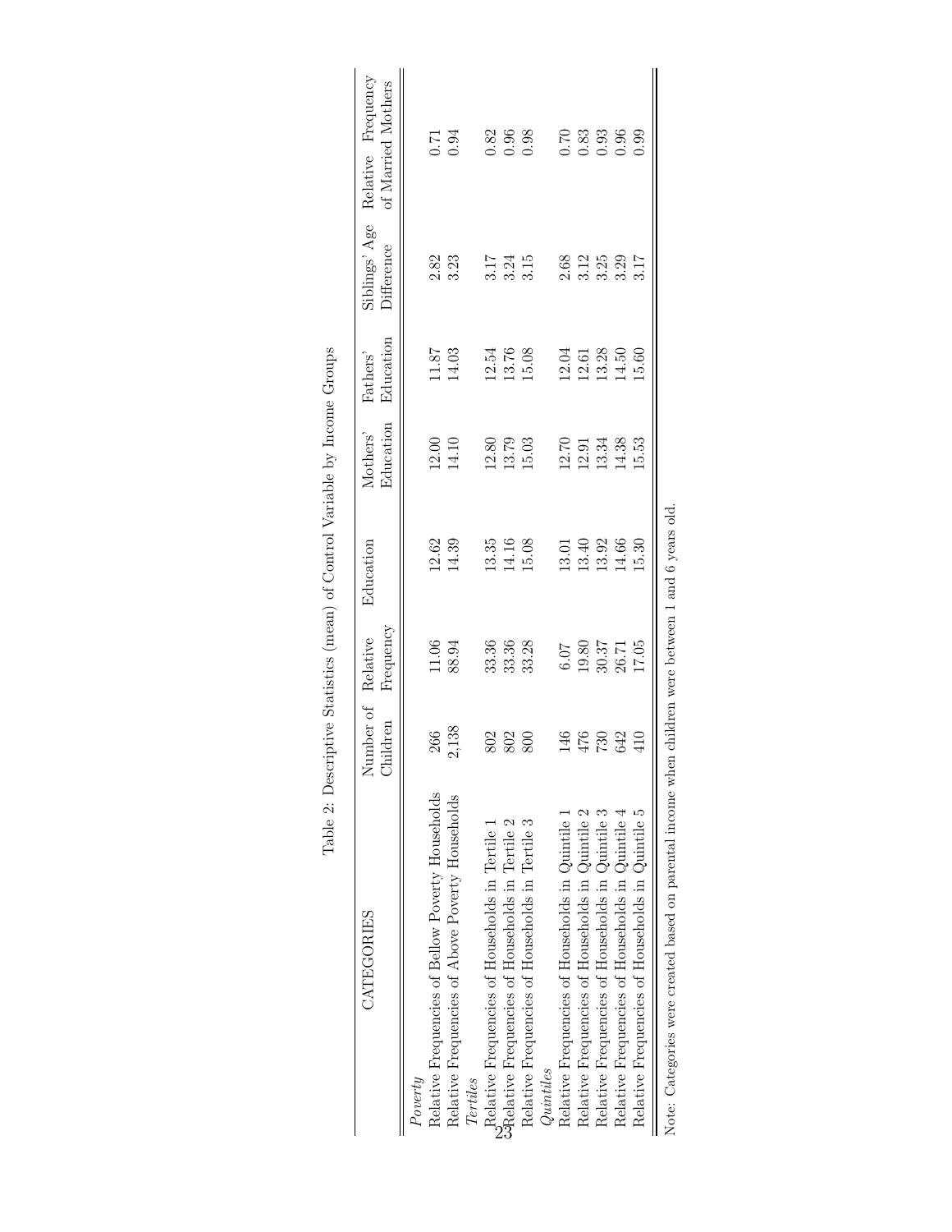Table 2: Descriptive Statistics (mean) of Control Variable by Income Groups

| CATEGORIES | Number of Children | Relative Frequency | Education | Mothers' Education | Fathers' Education | Siblings' Age Difference | Relative Frequency of Married Mothers |
|---|---|---|---|---|---|---|---|
| *Poverty* | | | | | | | |
| Relative Frequencies of Bellow Poverty Households | 266 | 11.06 | 12.62 | 12.00 | 11.87 | 2.82 | 0.71 |
| Relative Frequencies of Above Poverty Households | 2,138 | 88.94 | 14.39 | 14.10 | 14.03 | 3.23 | 0.94 |
| *Tertiles* | | | | | | | |
| Relative Frequencies of Households in Tertile 1 | 802 | 33.36 | 13.35 | 12.80 | 12.54 | 3.17 | 0.82 |
| Relative Frequencies of Households in Tertile 2 | 802 | 33.36 | 14.16 | 13.79 | 13.76 | 3.24 | 0.96 |
| Relative Frequencies of Households in Tertile 3 | 800 | 33.28 | 15.08 | 15.03 | 15.08 | 3.15 | 0.98 |
| *Quintiles* | | | | | | | |
| Relative Frequencies of Households in Quintile 1 | 146 | 6.07 | 13.01 | 12.70 | 12.04 | 2.68 | 0.70 |
| Relative Frequencies of Households in Quintile 2 | 476 | 19.80 | 13.40 | 12.91 | 12.61 | 3.12 | 0.83 |
| Relative Frequencies of Households in Quintile 3 | 730 | 30.37 | 13.92 | 13.34 | 13.28 | 3.25 | 0.93 |
| Relative Frequencies of Households in Quintile 4 | 642 | 26.71 | 14.66 | 14.38 | 14.50 | 3.29 | 0.96 |
| Relative Frequencies of Households in Quintile 5 | 410 | 17.05 | 15.30 | 15.53 | 15.60 | 3.17 | 0.99 |

Note: Categories were created based on parental income when children were between 1 and 6 years old.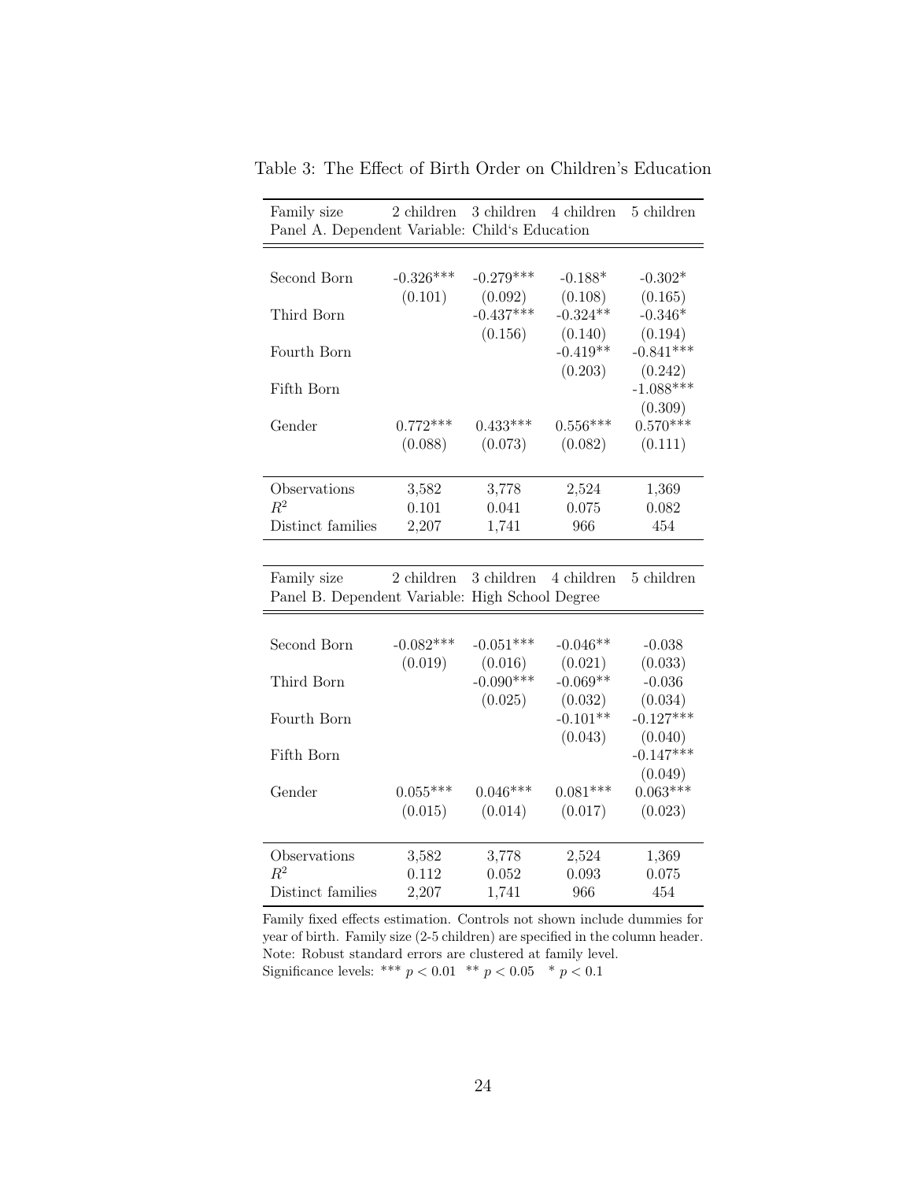Table 3: The Effect of Birth Order on Children's Education

| Family size | 2 children | 3 children | 4 children | 5 children |
|---|---|---|---|---|
| Panel A. Dependent Variable: Child's Education | | | | |
| Second Born | -0.326*** | -0.279*** | -0.188* | -0.302* |
| | (0.101) | (0.092) | (0.108) | (0.165) |
| Third Born | | -0.437*** | -0.324** | -0.346* |
| | | (0.156) | (0.140) | (0.194) |
| Fourth Born | | | -0.419** | -0.841*** |
| | | | (0.203) | (0.242) |
| Fifth Born | | | | -1.088*** |
| | | | | (0.309) |
| Gender | 0.772*** | 0.433*** | 0.556*** | 0.570*** |
| | (0.088) | (0.073) | (0.082) | (0.111) |
| Observations | 3,582 | 3,778 | 2,524 | 1,369 |
| $R^2$ | 0.101 | 0.041 | 0.075 | 0.082 |
| Distinct families | 2,207 | 1,741 | 966 | 454 |

| Family size | 2 children | 3 children | 4 children | 5 children |
|---|---|---|---|---|
| Panel B. Dependent Variable: High School Degree | | | | |
| Second Born | -0.082*** | -0.051*** | -0.046** | -0.038 |
| | (0.019) | (0.016) | (0.021) | (0.033) |
| Third Born | | -0.090*** | -0.069** | -0.036 |
| | | (0.025) | (0.032) | (0.034) |
| Fourth Born | | | -0.101** | -0.127*** |
| | | | (0.043) | (0.040) |
| Fifth Born | | | | -0.147*** |
| | | | | (0.049) |
| Gender | 0.055*** | 0.046*** | 0.081*** | 0.063*** |
| | (0.015) | (0.014) | (0.017) | (0.023) |
| Observations | 3,582 | 3,778 | 2,524 | 1,369 |
| $R^2$ | 0.112 | 0.052 | 0.093 | 0.075 |
| Distinct families | 2,207 | 1,741 | 966 | 454 |

Family fixed effects estimation. Controls not shown include dummies for year of birth. Family size (2-5 children) are specified in the column header.
Note: Robust standard errors are clustered at family level.
Significance levels: *** $p < 0.01$ ** $p < 0.05$ * $p < 0.1$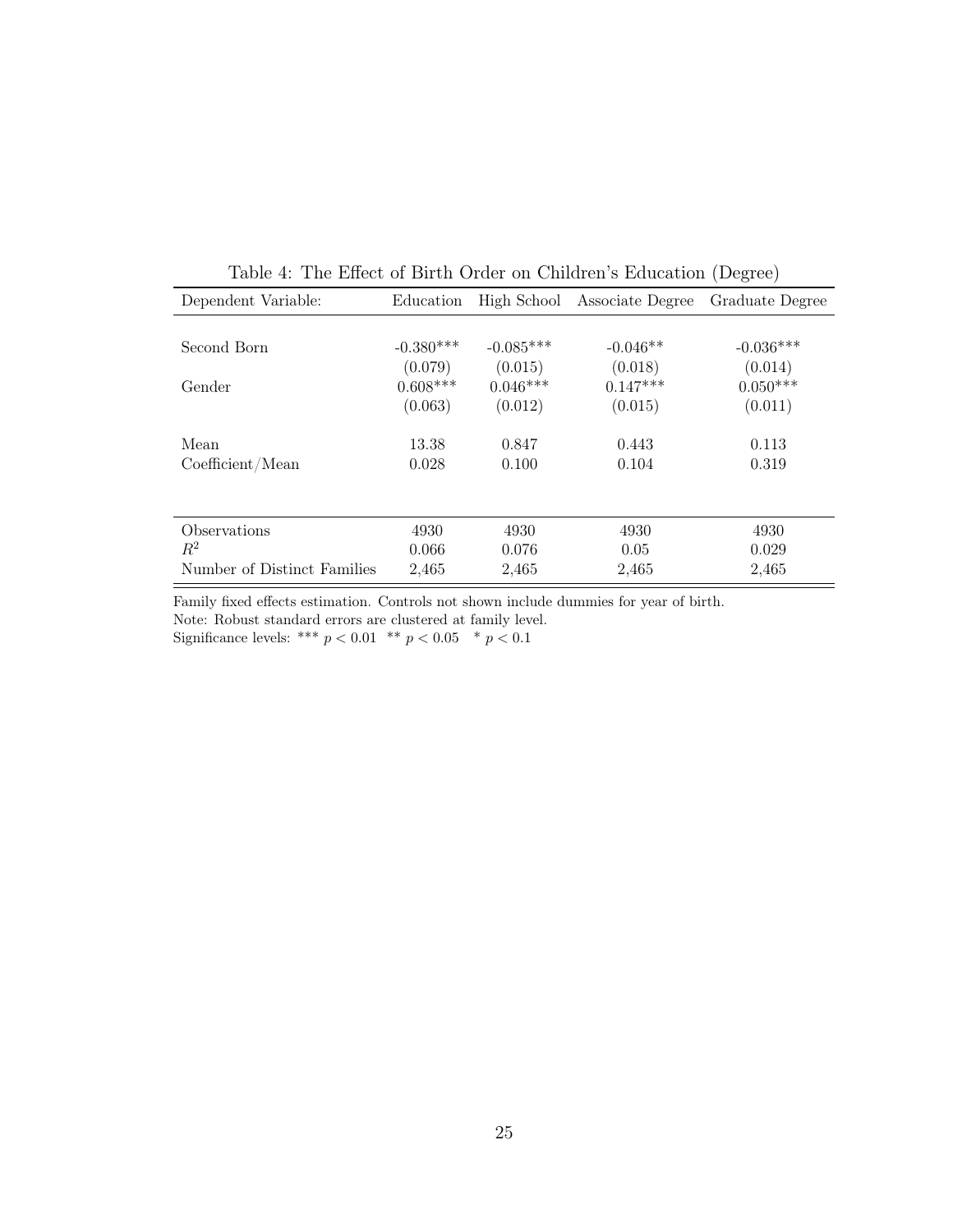Table 4: The Effect of Birth Order on Children's Education (Degree)

| Dependent Variable: | Education | High School | Associate Degree | Graduate Degree |
|---|---|---|---|---|
| Second Born | -0.380*** | -0.085*** | -0.046** | -0.036*** |
| | (0.079) | (0.015) | (0.018) | (0.014) |
| Gender | 0.608*** | 0.046*** | 0.147*** | 0.050*** |
| | (0.063) | (0.012) | (0.015) | (0.011) |
| Mean | 13.38 | 0.847 | 0.443 | 0.113 |
| Coefficient/Mean | 0.028 | 0.100 | 0.104 | 0.319 |
| Observations | 4930 | 4930 | 4930 | 4930 |
| $R^2$ | 0.066 | 0.076 | 0.05 | 0.029 |
| Number of Distinct Families | 2,465 | 2,465 | 2,465 | 2,465 |

Family fixed effects estimation. Controls not shown include dummies for year of birth.

Note: Robust standard errors are clustered at family level.

Significance levels: *** $p < 0.01$ ** $p < 0.05$ * $p < 0.1$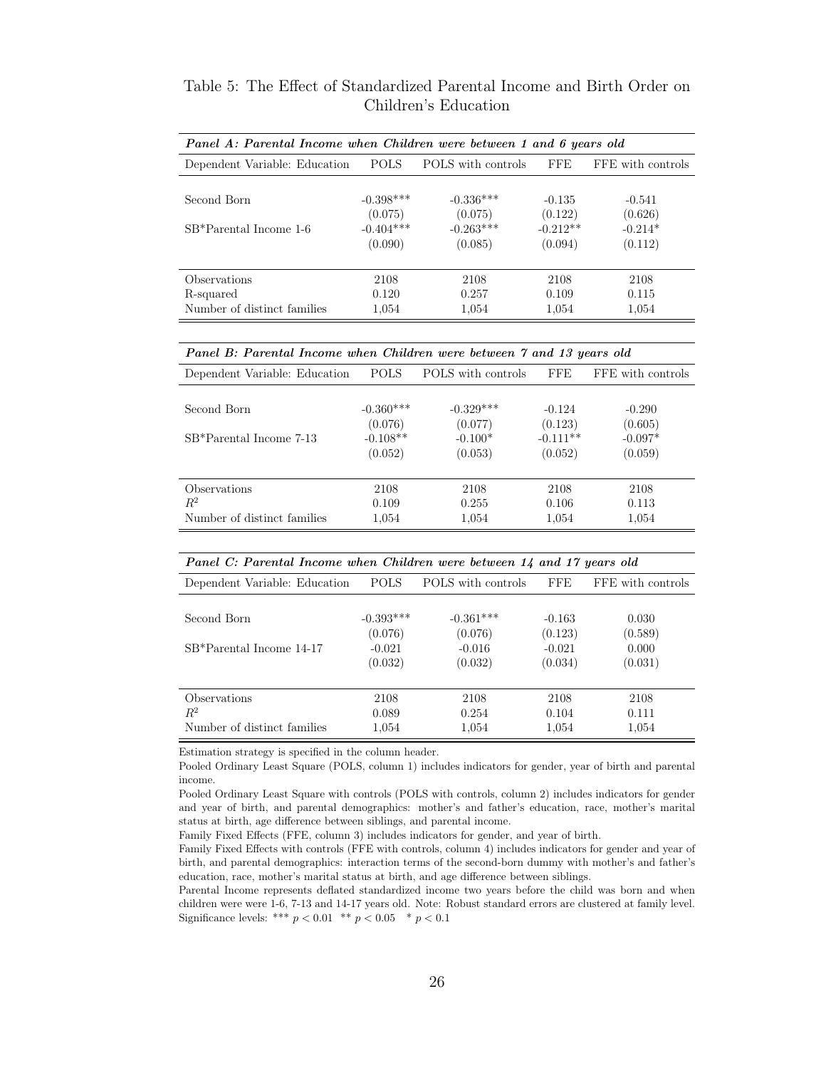Table 5: The Effect of Standardized Parental Income and Birth Order on Children's Education

| ***Panel A: Parental Income when Children were between 1 and 6 years old*** | | | | |
|---|---|---|---|---|
| Dependent Variable: Education | POLS | POLS with controls | FFE | FFE with controls |
| Second Born | -0.398*** | -0.336*** | -0.135 | -0.541 |
| | (0.075) | (0.075) | (0.122) | (0.626) |
| SB*Parental Income 1-6 | -0.404*** | -0.263*** | -0.212** | -0.214* |
| | (0.090) | (0.085) | (0.094) | (0.112) |
| Observations | 2108 | 2108 | 2108 | 2108 |
| R-squared | 0.120 | 0.257 | 0.109 | 0.115 |
| Number of distinct families | 1,054 | 1,054 | 1,054 | 1,054 |

| ***Panel B: Parental Income when Children were between 7 and 13 years old*** | | | | |
|---|---|---|---|---|
| Dependent Variable: Education | POLS | POLS with controls | FFE | FFE with controls |
| Second Born | -0.360*** | -0.329*** | -0.124 | -0.290 |
| | (0.076) | (0.077) | (0.123) | (0.605) |
| SB*Parental Income 7-13 | -0.108** | -0.100* | -0.111** | -0.097* |
| | (0.052) | (0.053) | (0.052) | (0.059) |
| Observations | 2108 | 2108 | 2108 | 2108 |
| $R^2$ | 0.109 | 0.255 | 0.106 | 0.113 |
| Number of distinct families | 1,054 | 1,054 | 1,054 | 1,054 |

| ***Panel C: Parental Income when Children were between 14 and 17 years old*** | | | | |
|---|---|---|---|---|
| Dependent Variable: Education | POLS | POLS with controls | FFE | FFE with controls |
| Second Born | -0.393*** | -0.361*** | -0.163 | 0.030 |
| | (0.076) | (0.076) | (0.123) | (0.589) |
| SB*Parental Income 14-17 | -0.021 | -0.016 | -0.021 | 0.000 |
| | (0.032) | (0.032) | (0.034) | (0.031) |
| Observations | 2108 | 2108 | 2108 | 2108 |
| $R^2$ | 0.089 | 0.254 | 0.104 | 0.111 |
| Number of distinct families | 1,054 | 1,054 | 1,054 | 1,054 |

Estimation strategy is specified in the column header.

Pooled Ordinary Least Square (POLS, column 1) includes indicators for gender, year of birth and parental income.

Pooled Ordinary Least Square with controls (POLS with controls, column 2) includes indicators for gender and year of birth, and parental demographics: mother's and father's education, race, mother's marital status at birth, age difference between siblings, and parental income.

Family Fixed Effects (FFE, column 3) includes indicators for gender, and year of birth.

Family Fixed Effects with controls (FFE with controls, column 4) includes indicators for gender and year of birth, and parental demographics: interaction terms of the second-born dummy with mother's and father's education, race, mother's marital status at birth, and age difference between siblings.

Parental Income represents deflated standardized income two years before the child was born and when children were were 1-6, 7-13 and 14-17 years old. Note: Robust standard errors are clustered at family level. Significance levels: *** $p < 0.01$ ** $p < 0.05$ * $p < 0.1$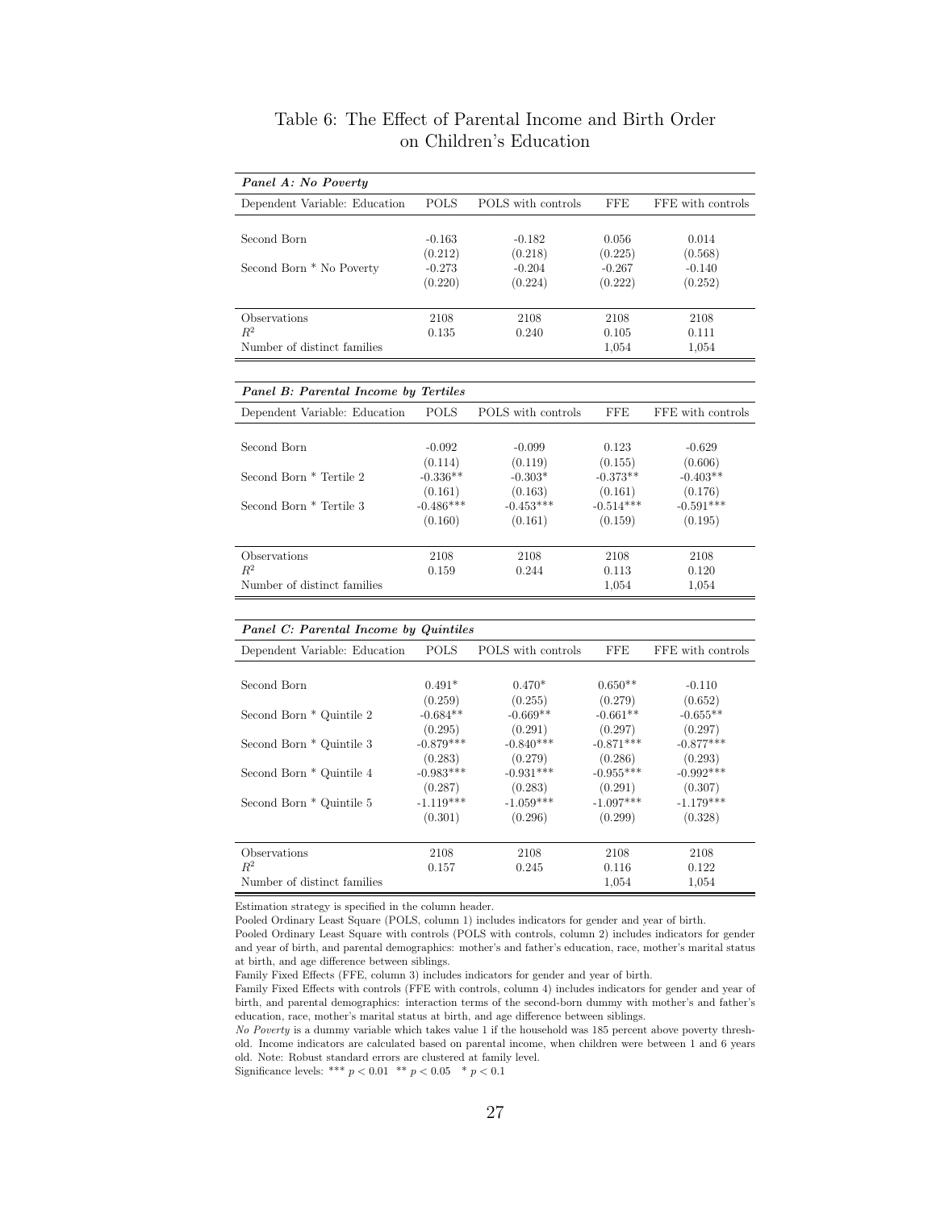# Table 6: The Effect of Parental Income and Birth Order on Children's Education

| ***Panel A: No Poverty*** | | | | |
|---|---|---|---|---|
| Dependent Variable: Education | POLS | POLS with controls | FFE | FFE with controls |
| Second Born | -0.163 | -0.182 | 0.056 | 0.014 |
| | (0.212) | (0.218) | (0.225) | (0.568) |
| Second Born * No Poverty | -0.273 | -0.204 | -0.267 | -0.140 |
| | (0.220) | (0.224) | (0.222) | (0.252) |
| Observations | 2108 | 2108 | 2108 | 2108 |
| $R^2$ | 0.135 | 0.240 | 0.105 | 0.111 |
| Number of distinct families | | | 1,054 | 1,054 |

| ***Panel B: Parental Income by Tertiles*** | | | | |
|---|---|---|---|---|
| Dependent Variable: Education | POLS | POLS with controls | FFE | FFE with controls |
| Second Born | -0.092 | -0.099 | 0.123 | -0.629 |
| | (0.114) | (0.119) | (0.155) | (0.606) |
| Second Born * Tertile 2 | -0.336** | -0.303* | -0.373** | -0.403** |
| | (0.161) | (0.163) | (0.161) | (0.176) |
| Second Born * Tertile 3 | -0.486*** | -0.453*** | -0.514*** | -0.591*** |
| | (0.160) | (0.161) | (0.159) | (0.195) |
| Observations | 2108 | 2108 | 2108 | 2108 |
| $R^2$ | 0.159 | 0.244 | 0.113 | 0.120 |
| Number of distinct families | | | 1,054 | 1,054 |

| ***Panel C: Parental Income by Quintiles*** | | | | |
|---|---|---|---|---|
| Dependent Variable: Education | POLS | POLS with controls | FFE | FFE with controls |
| Second Born | 0.491* | 0.470* | 0.650** | -0.110 |
| | (0.259) | (0.255) | (0.279) | (0.652) |
| Second Born * Quintile 2 | -0.684** | -0.669** | -0.661** | -0.655** |
| | (0.295) | (0.291) | (0.297) | (0.297) |
| Second Born * Quintile 3 | -0.879*** | -0.840*** | -0.871*** | -0.877*** |
| | (0.283) | (0.279) | (0.286) | (0.293) |
| Second Born * Quintile 4 | -0.983*** | -0.931*** | -0.955*** | -0.992*** |
| | (0.287) | (0.283) | (0.291) | (0.307) |
| Second Born * Quintile 5 | -1.119*** | -1.059*** | -1.097*** | -1.179*** |
| | (0.301) | (0.296) | (0.299) | (0.328) |
| Observations | 2108 | 2108 | 2108 | 2108 |
| $R^2$ | 0.157 | 0.245 | 0.116 | 0.122 |
| Number of distinct families | | | 1,054 | 1,054 |

Estimation strategy is specified in the column header.

Pooled Ordinary Least Square (POLS, column 1) includes indicators for gender and year of birth.

Pooled Ordinary Least Square with controls (POLS with controls, column 2) includes indicators for gender and year of birth, and parental demographics: mother's and father's education, race, mother's marital status at birth, and age difference between siblings.

Family Fixed Effects (FFE, column 3) includes indicators for gender and year of birth.

Family Fixed Effects with controls (FFE with controls, column 4) includes indicators for gender and year of birth, and parental demographics: interaction terms of the second-born dummy with mother's and father's education, race, mother's marital status at birth, and age difference between siblings.

*No Poverty* is a dummy variable which takes value 1 if the household was 185 percent above poverty threshold. Income indicators are calculated based on parental income, when children were between 1 and 6 years old. Note: Robust standard errors are clustered at family level.

Significance levels: *** $p < 0.01$ ** $p < 0.05$ * $p < 0.1$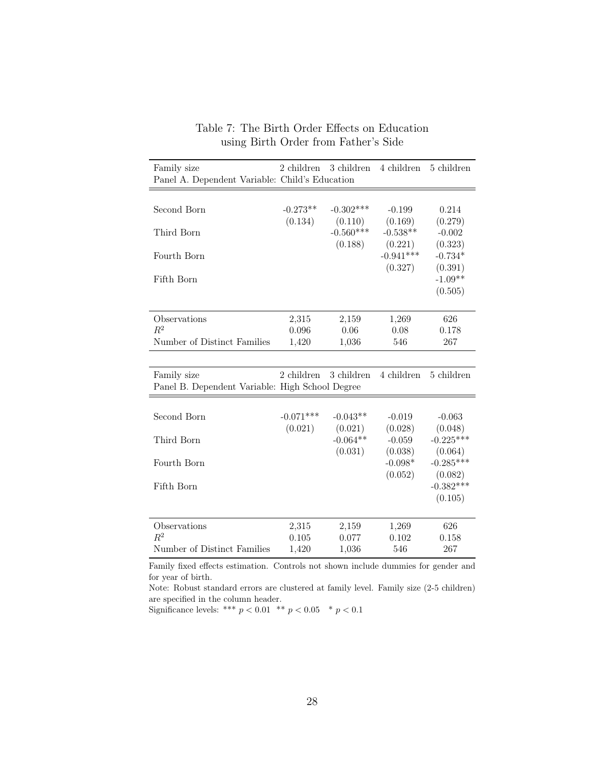Table 7: The Birth Order Effects on Education using Birth Order from Father's Side

| Family size | 2 children | 3 children | 4 children | 5 children |
|---|---|---|---|---|
| Panel A. Dependent Variable: Child's Education | | | | |
| Second Born | -0.273** | -0.302*** | -0.199 | 0.214 |
| | (0.134) | (0.110) | (0.169) | (0.279) |
| Third Born | | -0.560*** | -0.538** | -0.002 |
| | | (0.188) | (0.221) | (0.323) |
| Fourth Born | | | -0.941*** | -0.734* |
| | | | (0.327) | (0.391) |
| Fifth Born | | | | -1.09** |
| | | | | (0.505) |
| Observations | 2,315 | 2,159 | 1,269 | 626 |
| $R^2$ | 0.096 | 0.06 | 0.08 | 0.178 |
| Number of Distinct Families | 1,420 | 1,036 | 546 | 267 |

| Family size | 2 children | 3 children | 4 children | 5 children |
|---|---|---|---|---|
| Panel B. Dependent Variable: High School Degree | | | | |
| Second Born | -0.071*** | -0.043** | -0.019 | -0.063 |
| | (0.021) | (0.021) | (0.028) | (0.048) |
| Third Born | | -0.064** | -0.059 | -0.225*** |
| | | (0.031) | (0.038) | (0.064) |
| Fourth Born | | | -0.098* | -0.285*** |
| | | | (0.052) | (0.082) |
| Fifth Born | | | | -0.382*** |
| | | | | (0.105) |
| Observations | 2,315 | 2,159 | 1,269 | 626 |
| $R^2$ | 0.105 | 0.077 | 0.102 | 0.158 |
| Number of Distinct Families | 1,420 | 1,036 | 546 | 267 |

Family fixed effects estimation. Controls not shown include dummies for gender and for year of birth.

Note: Robust standard errors are clustered at family level. Family size (2-5 children) are specified in the column header.

Significance levels: *** $p < 0.01$ ** $p < 0.05$ * $p < 0.1$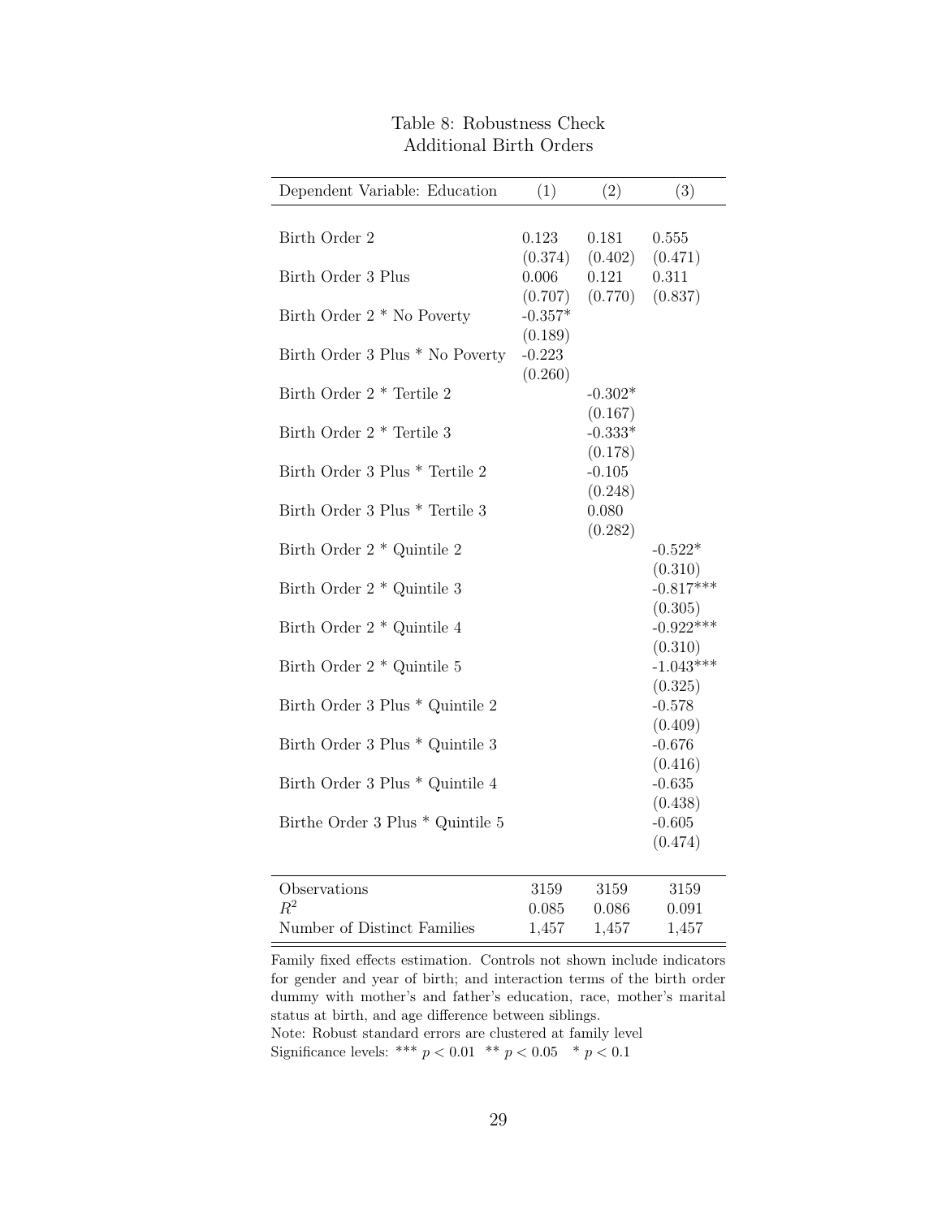Table 8: Robustness Check
Additional Birth Orders

| Dependent Variable: Education | (1) | (2) | (3) |
|---|---|---|---|
| Birth Order 2 | 0.123 | 0.181 | 0.555 |
| | (0.374) | (0.402) | (0.471) |
| Birth Order 3 Plus | 0.006 | 0.121 | 0.311 |
| | (0.707) | (0.770) | (0.837) |
| Birth Order 2 * No Poverty | -0.357* | | |
| | (0.189) | | |
| Birth Order 3 Plus * No Poverty | -0.223 | | |
| | (0.260) | | |
| Birth Order 2 * Tertile 2 | | -0.302* | |
| | | (0.167) | |
| Birth Order 2 * Tertile 3 | | -0.333* | |
| | | (0.178) | |
| Birth Order 3 Plus * Tertile 2 | | -0.105 | |
| | | (0.248) | |
| Birth Order 3 Plus * Tertile 3 | | 0.080 | |
| | | (0.282) | |
| Birth Order 2 * Quintile 2 | | | -0.522* |
| | | | (0.310) |
| Birth Order 2 * Quintile 3 | | | -0.817*** |
| | | | (0.305) |
| Birth Order 2 * Quintile 4 | | | -0.922*** |
| | | | (0.310) |
| Birth Order 2 * Quintile 5 | | | -1.043*** |
| | | | (0.325) |
| Birth Order 3 Plus * Quintile 2 | | | -0.578 |
| | | | (0.409) |
| Birth Order 3 Plus * Quintile 3 | | | -0.676 |
| | | | (0.416) |
| Birth Order 3 Plus * Quintile 4 | | | -0.635 |
| | | | (0.438) |
| Birthe Order 3 Plus * Quintile 5 | | | -0.605 |
| | | | (0.474) |
| Observations | 3159 | 3159 | 3159 |
| $R^2$ | 0.085 | 0.086 | 0.091 |
| Number of Distinct Families | 1,457 | 1,457 | 1,457 |

Family fixed effects estimation. Controls not shown include indicators for gender and year of birth; and interaction terms of the birth order dummy with mother's and father's education, race, mother's marital status at birth, and age difference between siblings.
Note: Robust standard errors are clustered at family level
Significance levels: *** $p < 0.01$ ** $p < 0.05$ * $p < 0.1$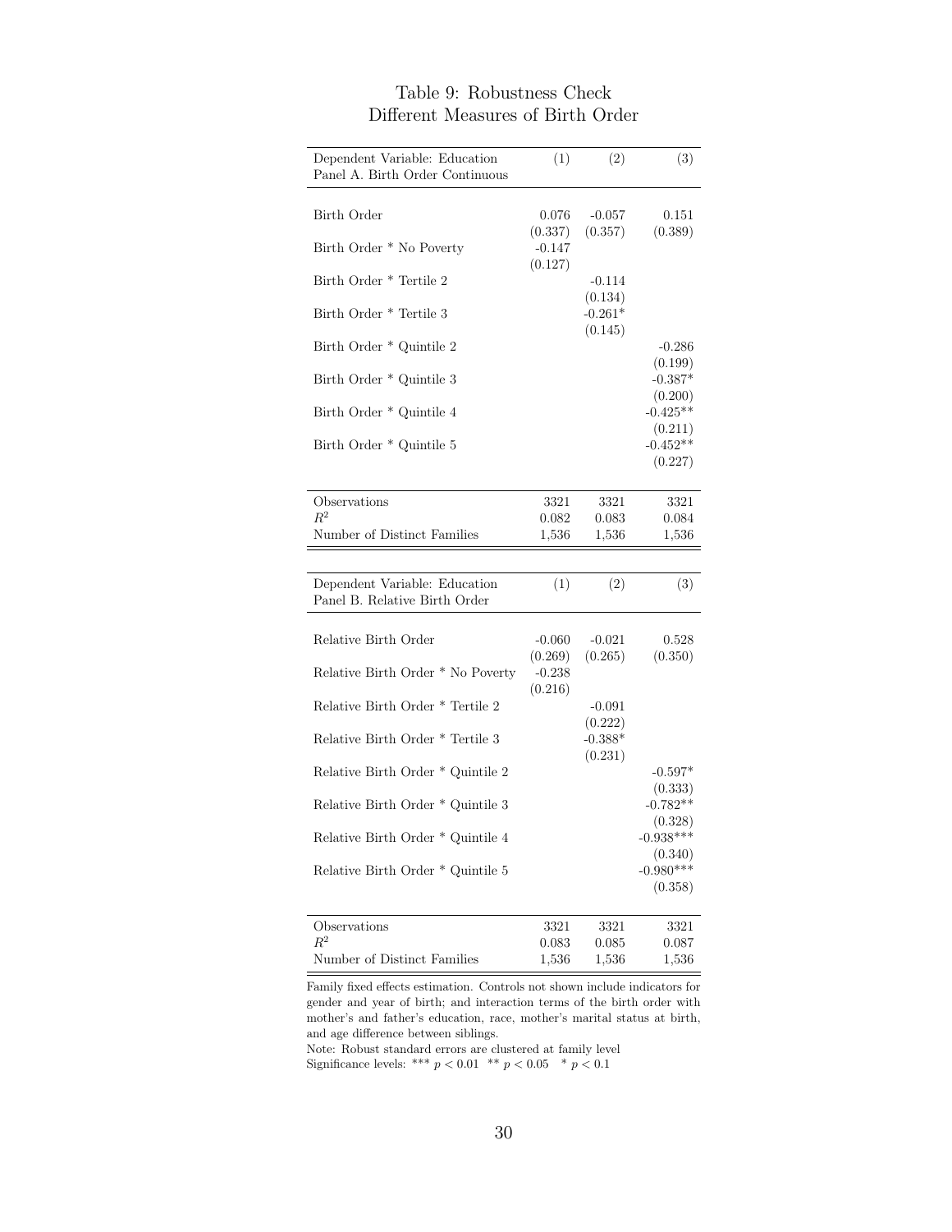# Table 9: Robustness Check
## Different Measures of Birth Order

| Dependent Variable: Education<br>Panel A. Birth Order Continuous | (1) | (2) | (3) |
|---|---|---|---|
| Birth Order | 0.076 | -0.057 | 0.151 |
| | (0.337) | (0.357) | (0.389) |
| Birth Order * No Poverty | -0.147 | | |
| | (0.127) | | |
| Birth Order * Tertile 2 | | -0.114 | |
| | | (0.134) | |
| Birth Order * Tertile 3 | | -0.261* | |
| | | (0.145) | |
| Birth Order * Quintile 2 | | | -0.286 |
| | | | (0.199) |
| Birth Order * Quintile 3 | | | -0.387* |
| | | | (0.200) |
| Birth Order * Quintile 4 | | | -0.425** |
| | | | (0.211) |
| Birth Order * Quintile 5 | | | -0.452** |
| | | | (0.227) |
| Observations | 3321 | 3321 | 3321 |
| $R^2$ | 0.082 | 0.083 | 0.084 |
| Number of Distinct Families | 1,536 | 1,536 | 1,536 |

| Dependent Variable: Education<br>Panel B. Relative Birth Order | (1) | (2) | (3) |
|---|---|---|---|
| Relative Birth Order | -0.060 | -0.021 | 0.528 |
| | (0.269) | (0.265) | (0.350) |
| Relative Birth Order * No Poverty | -0.238 | | |
| | (0.216) | | |
| Relative Birth Order * Tertile 2 | | -0.091 | |
| | | (0.222) | |
| Relative Birth Order * Tertile 3 | | -0.388* | |
| | | (0.231) | |
| Relative Birth Order * Quintile 2 | | | -0.597* |
| | | | (0.333) |
| Relative Birth Order * Quintile 3 | | | -0.782** |
| | | | (0.328) |
| Relative Birth Order * Quintile 4 | | | -0.938*** |
| | | | (0.340) |
| Relative Birth Order * Quintile 5 | | | -0.980*** |
| | | | (0.358) |
| Observations | 3321 | 3321 | 3321 |
| $R^2$ | 0.083 | 0.085 | 0.087 |
| Number of Distinct Families | 1,536 | 1,536 | 1,536 |

Family fixed effects estimation. Controls not shown include indicators for gender and year of birth; and interaction terms of the birth order with mother's and father's education, race, mother's marital status at birth, and age difference between siblings.

Note: Robust standard errors are clustered at family level

Significance levels: *** $p < 0.01$ ** $p < 0.05$ * $p < 0.1$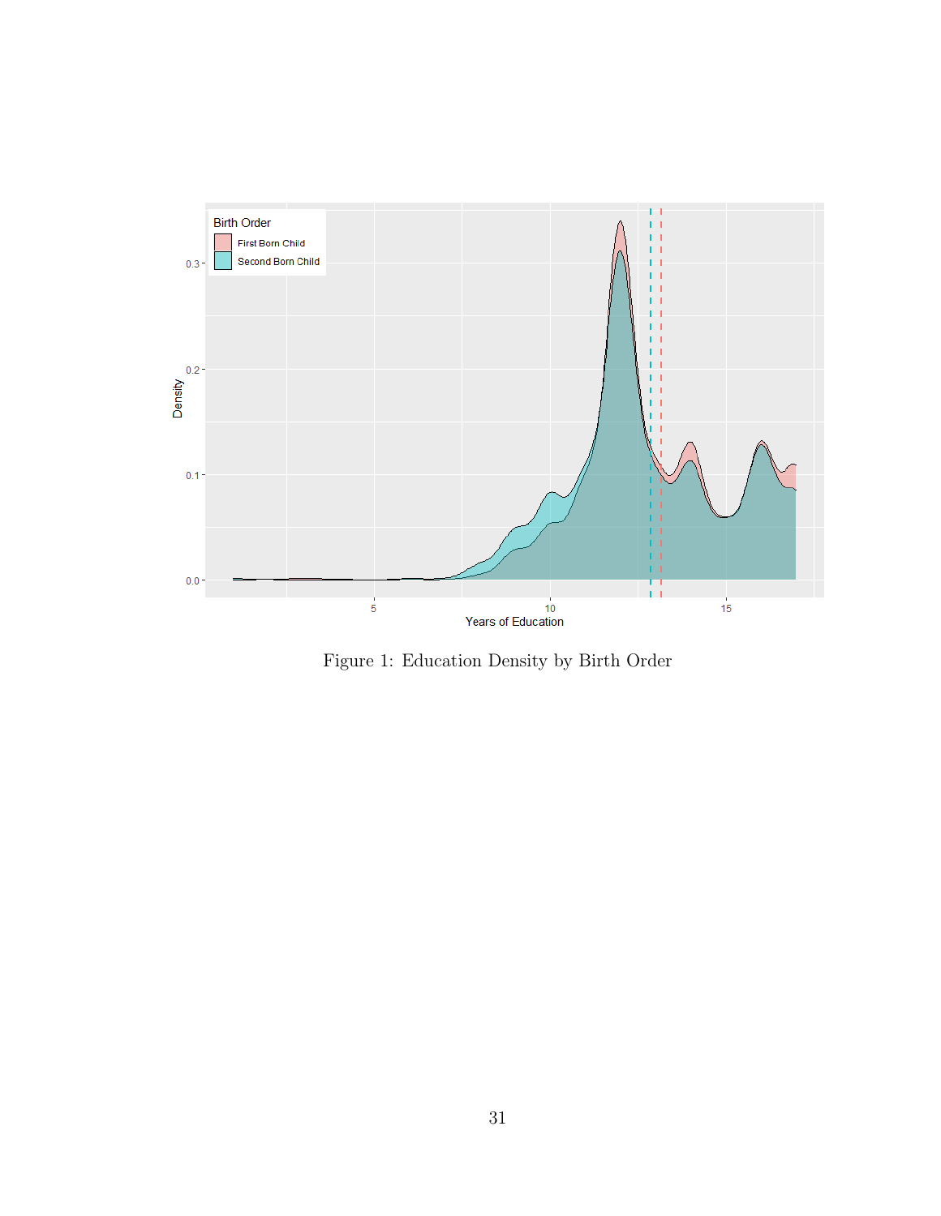Figure 1: Education Density by Birth Order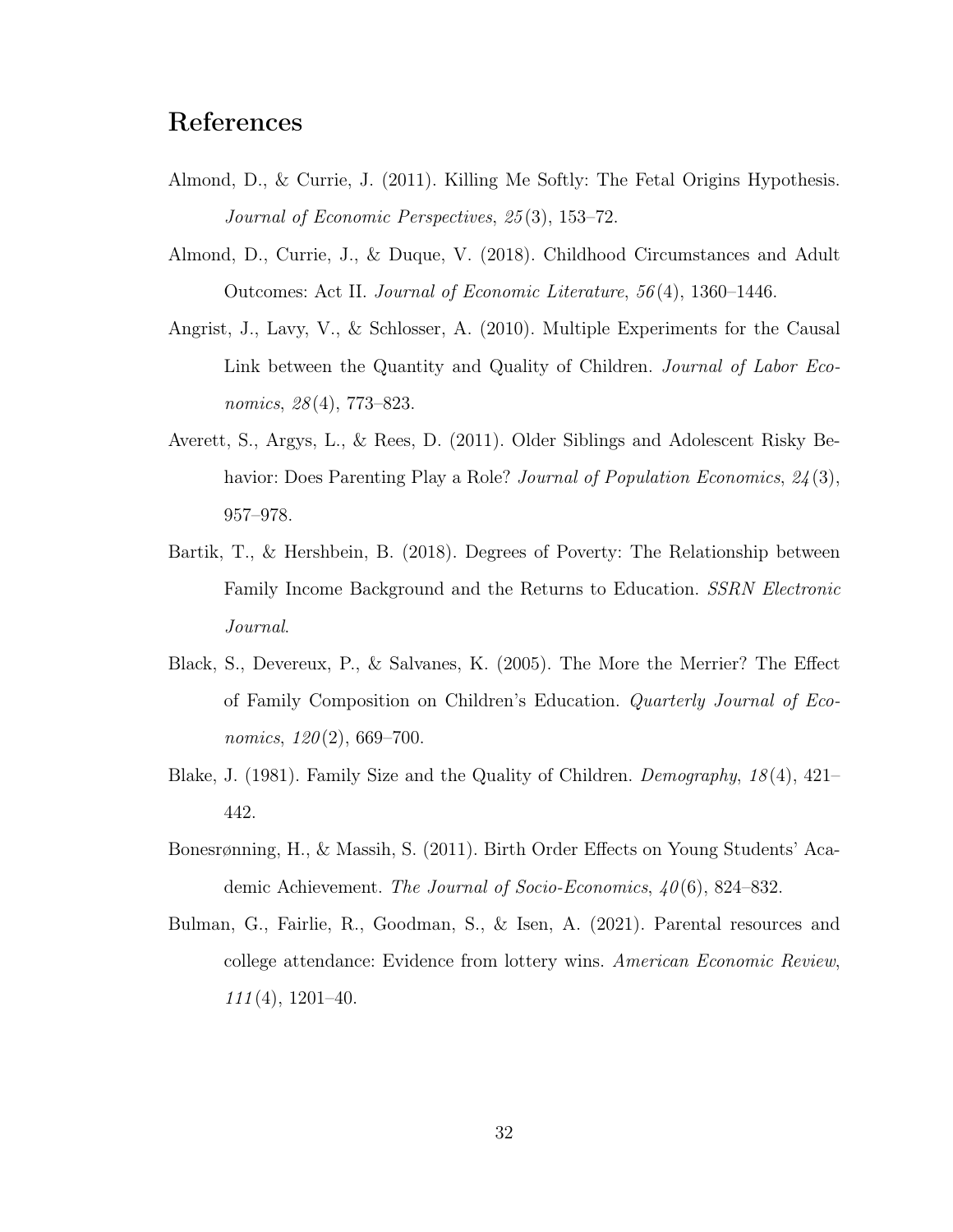## References

Almond, D., & Currie, J. (2011). Killing Me Softly: The Fetal Origins Hypothesis. *Journal of Economic Perspectives*, *25*(3), 153–72.

Almond, D., Currie, J., & Duque, V. (2018). Childhood Circumstances and Adult Outcomes: Act II. *Journal of Economic Literature*, *56*(4), 1360–1446.

Angrist, J., Lavy, V., & Schlosser, A. (2010). Multiple Experiments for the Causal Link between the Quantity and Quality of Children. *Journal of Labor Economics*, *28*(4), 773–823.

Averett, S., Argys, L., & Rees, D. (2011). Older Siblings and Adolescent Risky Behavior: Does Parenting Play a Role? *Journal of Population Economics*, *24*(3), 957–978.

Bartik, T., & Hershbein, B. (2018). Degrees of Poverty: The Relationship between Family Income Background and the Returns to Education. *SSRN Electronic Journal*.

Black, S., Devereux, P., & Salvanes, K. (2005). The More the Merrier? The Effect of Family Composition on Children's Education. *Quarterly Journal of Economics*, *120*(2), 669–700.

Blake, J. (1981). Family Size and the Quality of Children. *Demography*, *18*(4), 421–442.

Bonesrønning, H., & Massih, S. (2011). Birth Order Effects on Young Students' Academic Achievement. *The Journal of Socio-Economics*, *40*(6), 824–832.

Bulman, G., Fairlie, R., Goodman, S., & Isen, A. (2021). Parental resources and college attendance: Evidence from lottery wins. *American Economic Review*, *111*(4), 1201–40.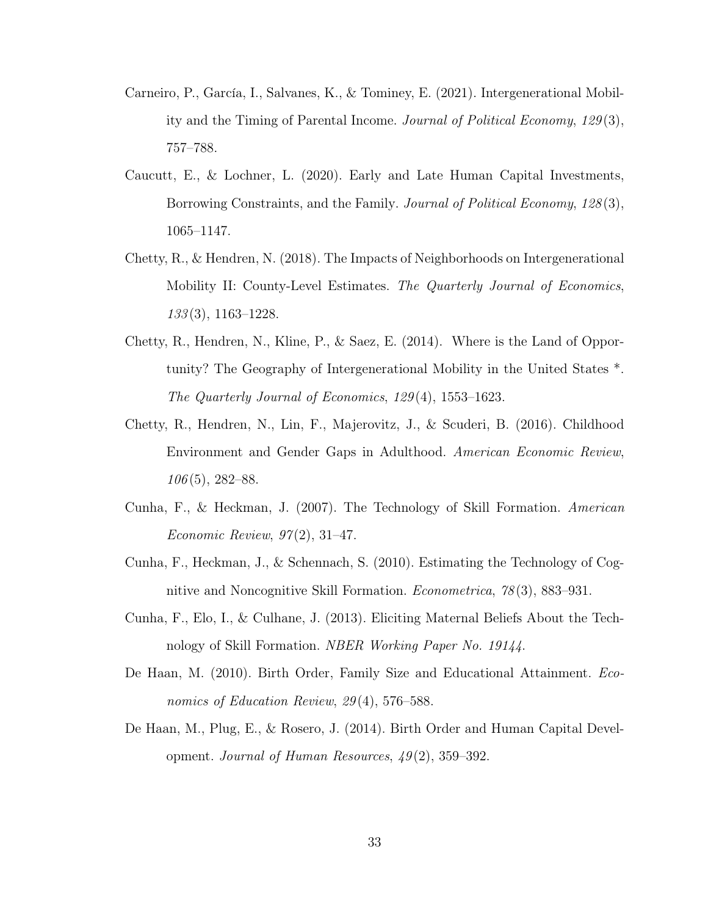Carneiro, P., García, I., Salvanes, K., & Tominey, E. (2021). Intergenerational Mobility and the Timing of Parental Income. *Journal of Political Economy*, *129*(3), 757–788.

Caucutt, E., & Lochner, L. (2020). Early and Late Human Capital Investments, Borrowing Constraints, and the Family. *Journal of Political Economy*, *128*(3), 1065–1147.

Chetty, R., & Hendren, N. (2018). The Impacts of Neighborhoods on Intergenerational Mobility II: County-Level Estimates. *The Quarterly Journal of Economics*, *133*(3), 1163–1228.

Chetty, R., Hendren, N., Kline, P., & Saez, E. (2014). Where is the Land of Opportunity? The Geography of Intergenerational Mobility in the United States *. *The Quarterly Journal of Economics*, *129*(4), 1553–1623.

Chetty, R., Hendren, N., Lin, F., Majerovitz, J., & Scuderi, B. (2016). Childhood Environment and Gender Gaps in Adulthood. *American Economic Review*, *106*(5), 282–88.

Cunha, F., & Heckman, J. (2007). The Technology of Skill Formation. *American Economic Review*, *97*(2), 31–47.

Cunha, F., Heckman, J., & Schennach, S. (2010). Estimating the Technology of Cognitive and Noncognitive Skill Formation. *Econometrica*, *78*(3), 883–931.

Cunha, F., Elo, I., & Culhane, J. (2013). Eliciting Maternal Beliefs About the Technology of Skill Formation. *NBER Working Paper No. 19144*.

De Haan, M. (2010). Birth Order, Family Size and Educational Attainment. *Economics of Education Review*, *29*(4), 576–588.

De Haan, M., Plug, E., & Rosero, J. (2014). Birth Order and Human Capital Development. *Journal of Human Resources*, *49*(2), 359–392.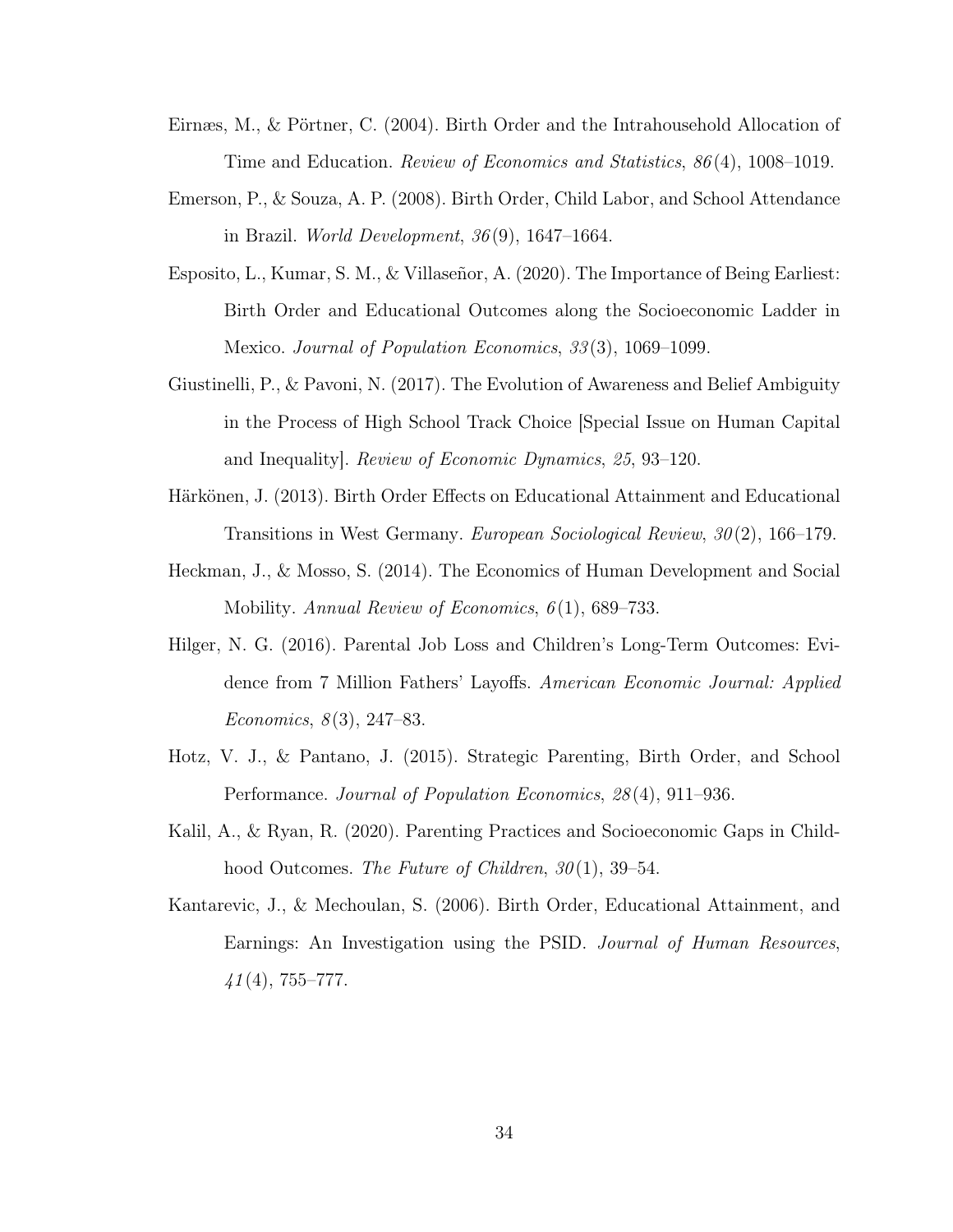Eirnæs, M., & Pörtner, C. (2004). Birth Order and the Intrahousehold Allocation of Time and Education. *Review of Economics and Statistics*, *86*(4), 1008–1019.

Emerson, P., & Souza, A. P. (2008). Birth Order, Child Labor, and School Attendance in Brazil. *World Development*, *36*(9), 1647–1664.

Esposito, L., Kumar, S. M., & Villaseñor, A. (2020). The Importance of Being Earliest: Birth Order and Educational Outcomes along the Socioeconomic Ladder in Mexico. *Journal of Population Economics*, *33*(3), 1069–1099.

Giustinelli, P., & Pavoni, N. (2017). The Evolution of Awareness and Belief Ambiguity in the Process of High School Track Choice [Special Issue on Human Capital and Inequality]. *Review of Economic Dynamics*, *25*, 93–120.

Härkönen, J. (2013). Birth Order Effects on Educational Attainment and Educational Transitions in West Germany. *European Sociological Review*, *30*(2), 166–179.

Heckman, J., & Mosso, S. (2014). The Economics of Human Development and Social Mobility. *Annual Review of Economics*, *6*(1), 689–733.

Hilger, N. G. (2016). Parental Job Loss and Children's Long-Term Outcomes: Evidence from 7 Million Fathers' Layoffs. *American Economic Journal: Applied Economics*, *8*(3), 247–83.

Hotz, V. J., & Pantano, J. (2015). Strategic Parenting, Birth Order, and School Performance. *Journal of Population Economics*, *28*(4), 911–936.

Kalil, A., & Ryan, R. (2020). Parenting Practices and Socioeconomic Gaps in Childhood Outcomes. *The Future of Children*, *30*(1), 39–54.

Kantarevic, J., & Mechoulan, S. (2006). Birth Order, Educational Attainment, and Earnings: An Investigation using the PSID. *Journal of Human Resources*, *41*(4), 755–777.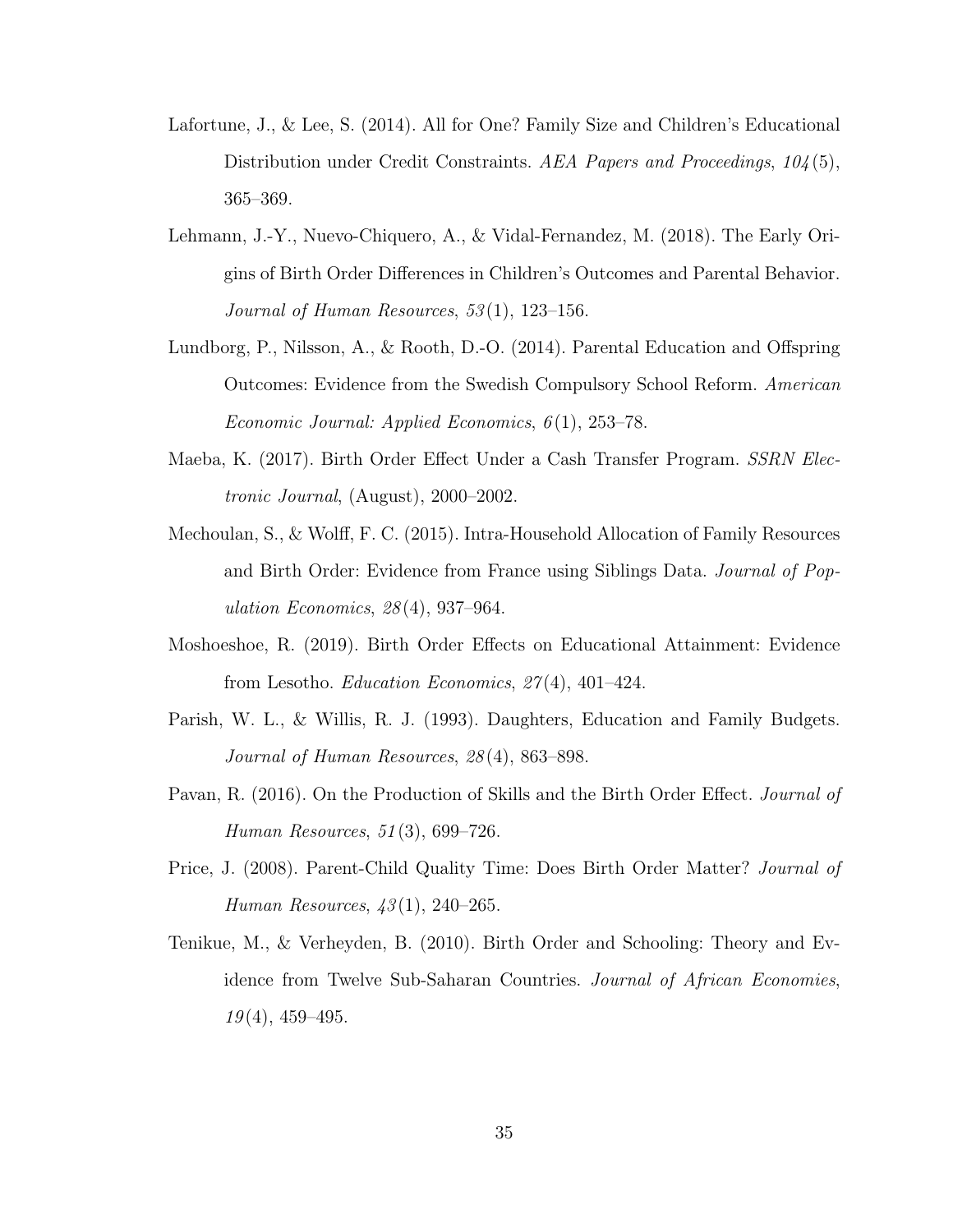Lafortune, J., & Lee, S. (2014). All for One? Family Size and Children's Educational Distribution under Credit Constraints. *AEA Papers and Proceedings*, *104*(5), 365–369.

Lehmann, J.-Y., Nuevo-Chiquero, A., & Vidal-Fernandez, M. (2018). The Early Origins of Birth Order Differences in Children's Outcomes and Parental Behavior. *Journal of Human Resources*, *53*(1), 123–156.

Lundborg, P., Nilsson, A., & Rooth, D.-O. (2014). Parental Education and Offspring Outcomes: Evidence from the Swedish Compulsory School Reform. *American Economic Journal: Applied Economics*, *6*(1), 253–78.

Maeba, K. (2017). Birth Order Effect Under a Cash Transfer Program. *SSRN Electronic Journal*, (August), 2000–2002.

Mechoulan, S., & Wolff, F. C. (2015). Intra-Household Allocation of Family Resources and Birth Order: Evidence from France using Siblings Data. *Journal of Population Economics*, *28*(4), 937–964.

Moshoeshoe, R. (2019). Birth Order Effects on Educational Attainment: Evidence from Lesotho. *Education Economics*, *27*(4), 401–424.

Parish, W. L., & Willis, R. J. (1993). Daughters, Education and Family Budgets. *Journal of Human Resources*, *28*(4), 863–898.

Pavan, R. (2016). On the Production of Skills and the Birth Order Effect. *Journal of Human Resources*, *51*(3), 699–726.

Price, J. (2008). Parent-Child Quality Time: Does Birth Order Matter? *Journal of Human Resources*, *43*(1), 240–265.

Tenikue, M., & Verheyden, B. (2010). Birth Order and Schooling: Theory and Evidence from Twelve Sub-Saharan Countries. *Journal of African Economies*, *19*(4), 459–495.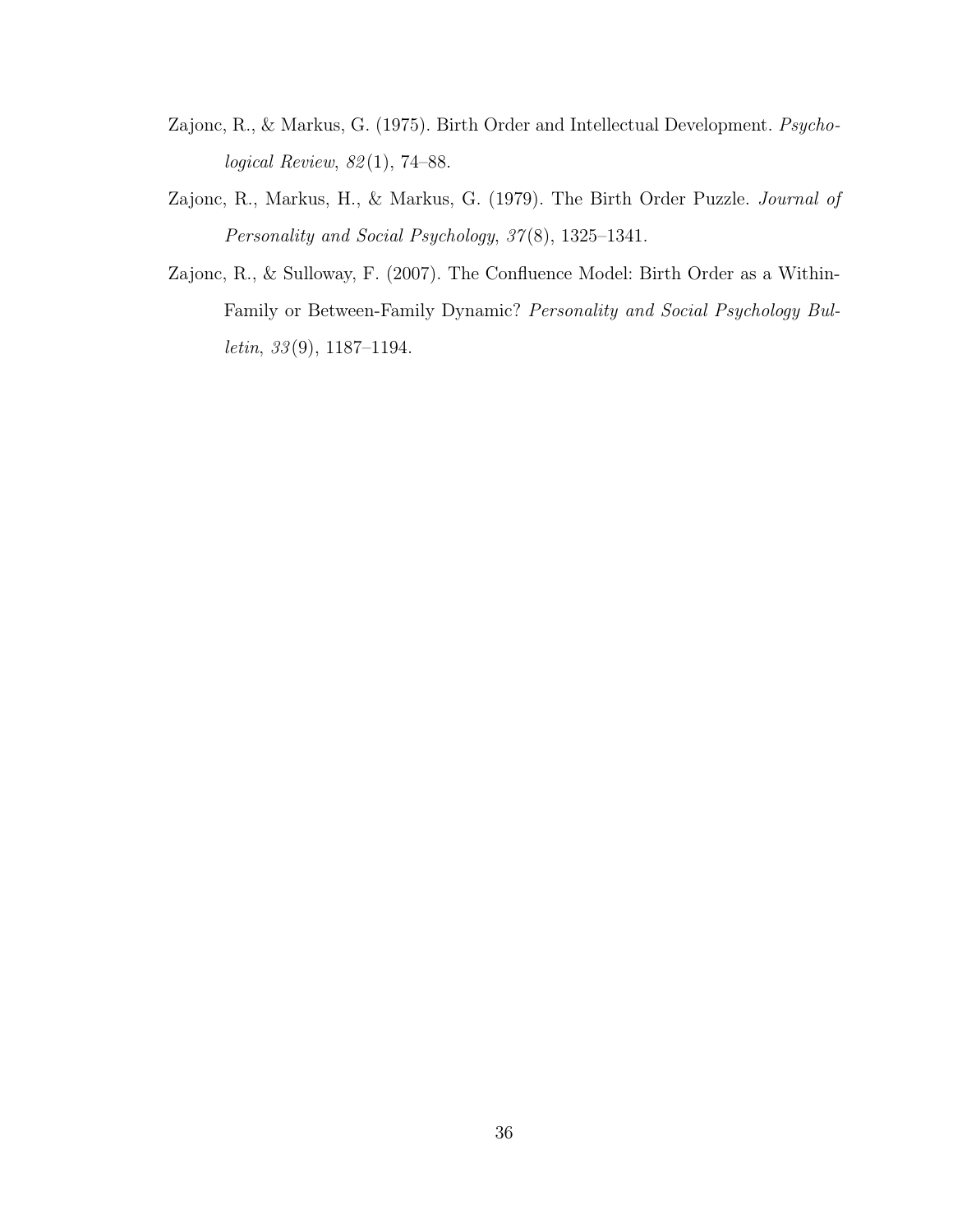Zajonc, R., & Markus, G. (1975). Birth Order and Intellectual Development. *Psychological Review*, *82*(1), 74–88.

Zajonc, R., Markus, H., & Markus, G. (1979). The Birth Order Puzzle. *Journal of Personality and Social Psychology*, *37*(8), 1325–1341.

Zajonc, R., & Sulloway, F. (2007). The Confluence Model: Birth Order as a Within-Family or Between-Family Dynamic? *Personality and Social Psychology Bulletin*, *33*(9), 1187–1194.